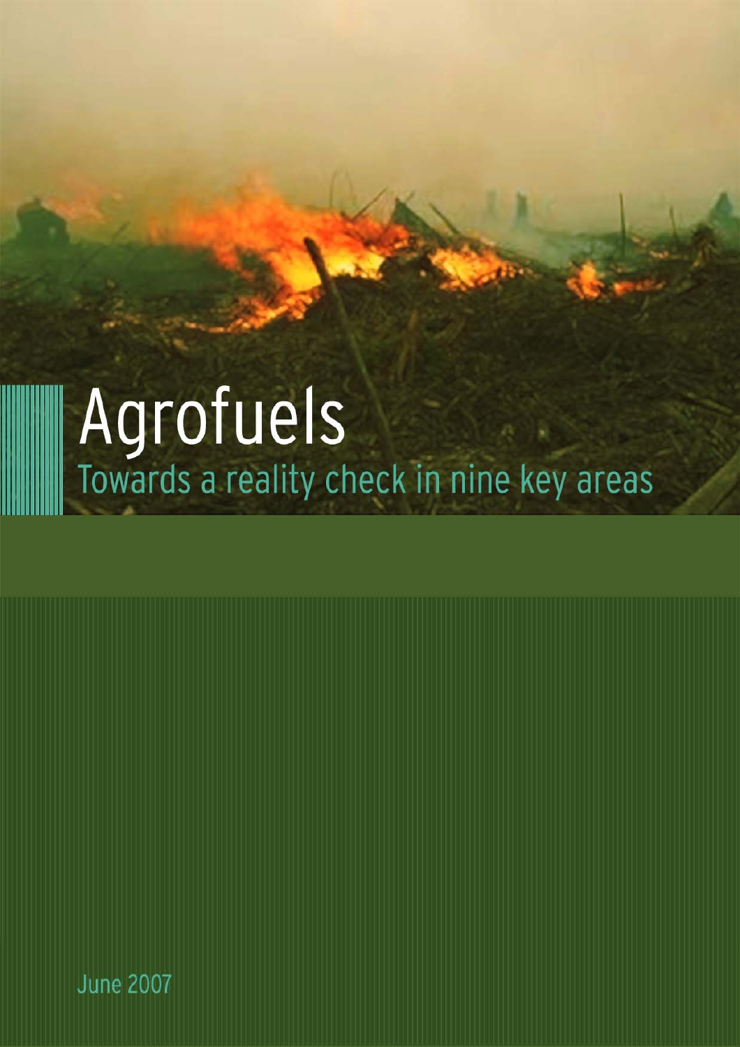# Agrofuels

## Towards a reality check in nine key areas

June 2007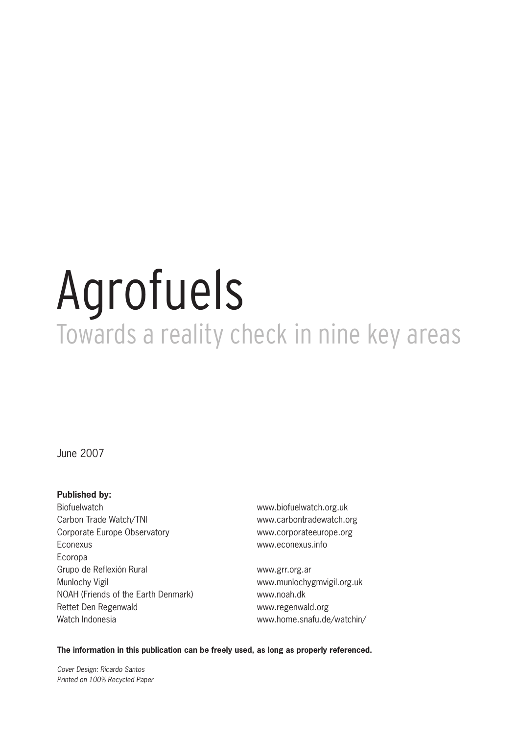# Agrofuels

## Towards a reality check in nine key areas

June 2007

**Published by:**

| | |
|---|---|
| Biofuelwatch | www.biofuelwatch.org.uk |
| Carbon Trade Watch/TNI | www.carbontradewatch.org |
| Corporate Europe Observatory | www.corporateeurope.org |
| Econexus | www.econexus.info |
| Ecoropa | |
| Grupo de Reflexión Rural | www.grr.org.ar |
| Munlochy Vigil | www.munlochygmvigil.org.uk |
| NOAH (Friends of the Earth Denmark) | www.noah.dk |
| Rettet Den Regenwald | www.regenwald.org |
| Watch Indonesia | www.home.snafu.de/watchin/ |

**The information in this publication can be freely used, as long as properly referenced.**

*Cover Design: Ricardo Santos*
*Printed on 100% Recycled Paper*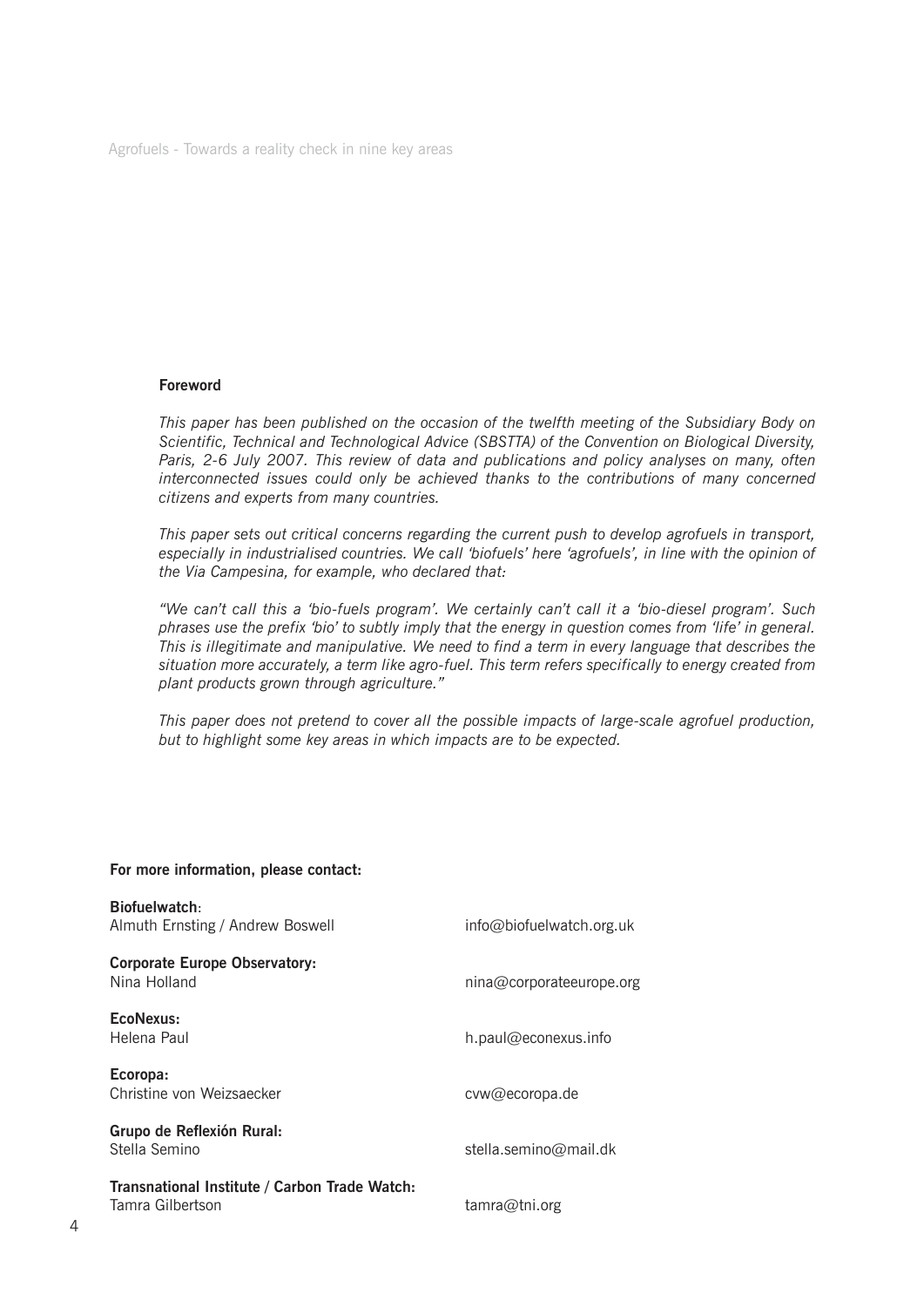**Foreword**

*This paper has been published on the occasion of the twelfth meeting of the Subsidiary Body on Scientific, Technical and Technological Advice (SBSTTA) of the Convention on Biological Diversity, Paris, 2-6 July 2007. This review of data and publications and policy analyses on many, often interconnected issues could only be achieved thanks to the contributions of many concerned citizens and experts from many countries.*

*This paper sets out critical concerns regarding the current push to develop agrofuels in transport, especially in industrialised countries. We call 'biofuels' here 'agrofuels', in line with the opinion of the Via Campesina, for example, who declared that:*

*"We can't call this a 'bio-fuels program'. We certainly can't call it a 'bio-diesel program'. Such phrases use the prefix 'bio' to subtly imply that the energy in question comes from 'life' in general. This is illegitimate and manipulative. We need to find a term in every language that describes the situation more accurately, a term like agro-fuel. This term refers specifically to energy created from plant products grown through agriculture."*

*This paper does not pretend to cover all the possible impacts of large-scale agrofuel production, but to highlight some key areas in which impacts are to be expected.*

**For more information, please contact:**

**Biofuelwatch**:
Almuth Ernsting / Andrew Boswell — info@biofuelwatch.org.uk

**Corporate Europe Observatory:**
Nina Holland — nina@corporateeurope.org

**EcoNexus:**
Helena Paul — h.paul@econexus.info

**Ecoropa:**
Christine von Weizsaecker — cvw@ecoropa.de

**Grupo de Reflexión Rural:**
Stella Semino — stella.semino@mail.dk

**Transnational Institute / Carbon Trade Watch:**
Tamra Gilbertson — tamra@tni.org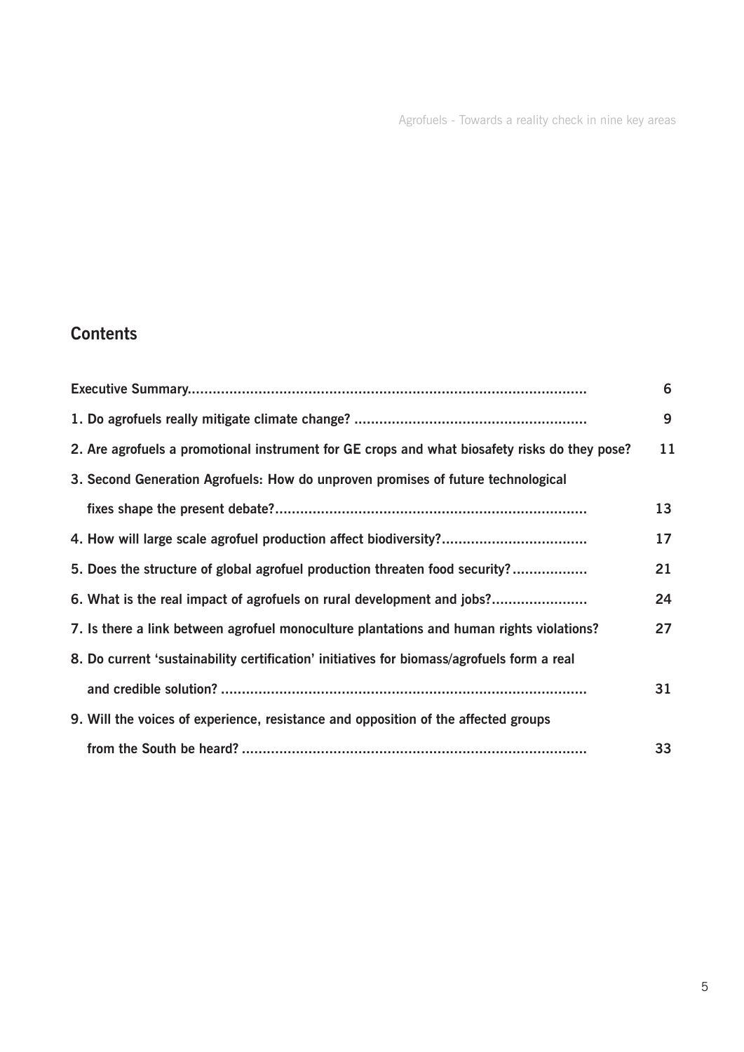## Contents

| | |
|---|---|
| **Executive Summary** | **6** |
| **1. Do agrofuels really mitigate climate change?** | **9** |
| **2. Are agrofuels a promotional instrument for GE crops and what biosafety risks do they pose?** | **11** |
| **3. Second Generation Agrofuels: How do unproven promises of future technological fixes shape the present debate?** | **13** |
| **4. How will large scale agrofuel production affect biodiversity?** | **17** |
| **5. Does the structure of global agrofuel production threaten food security?** | **21** |
| **6. What is the real impact of agrofuels on rural development and jobs?** | **24** |
| **7. Is there a link between agrofuel monoculture plantations and human rights violations?** | **27** |
| **8. Do current 'sustainability certification' initiatives for biomass/agrofuels form a real and credible solution?** | **31** |
| **9. Will the voices of experience, resistance and opposition of the affected groups from the South be heard?** | **33** |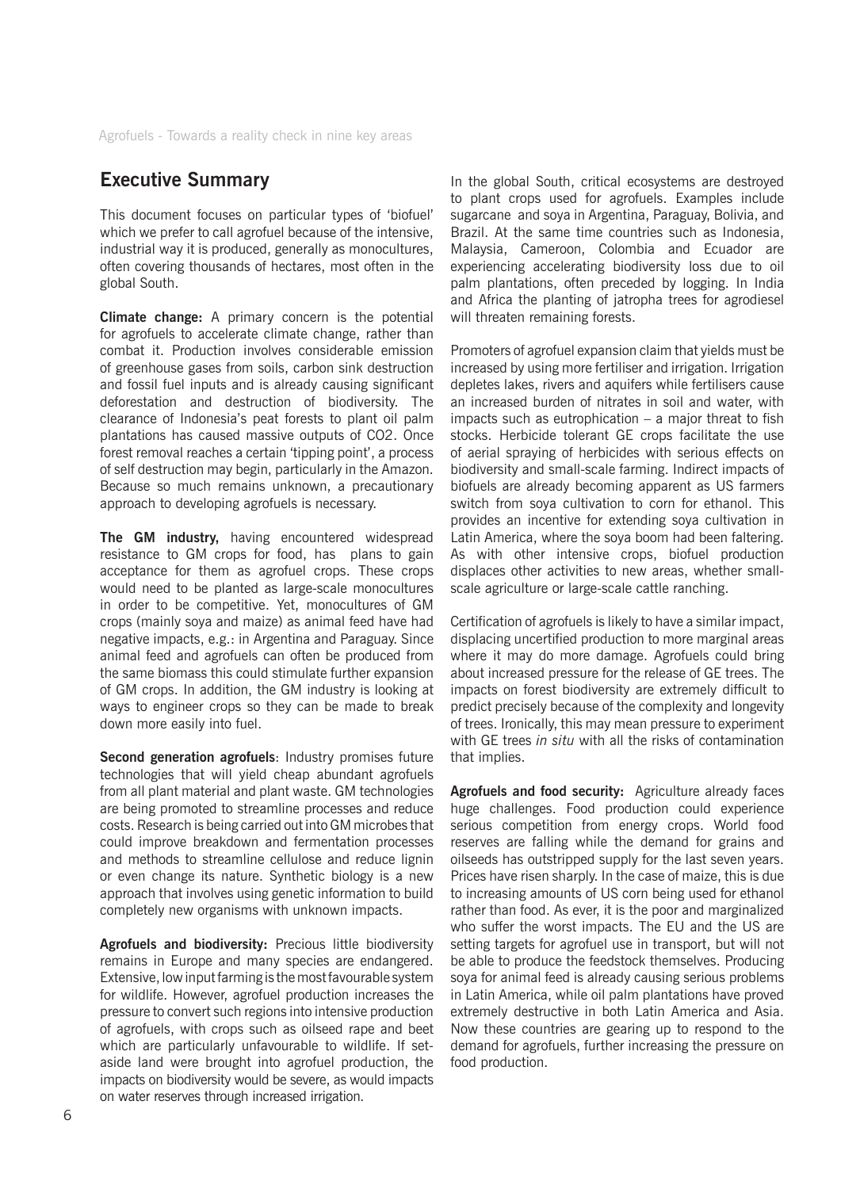## Executive Summary

This document focuses on particular types of 'biofuel' which we prefer to call agrofuel because of the intensive, industrial way it is produced, generally as monocultures, often covering thousands of hectares, most often in the global South.

**Climate change:** A primary concern is the potential for agrofuels to accelerate climate change, rather than combat it. Production involves considerable emission of greenhouse gases from soils, carbon sink destruction and fossil fuel inputs and is already causing significant deforestation and destruction of biodiversity. The clearance of Indonesia's peat forests to plant oil palm plantations has caused massive outputs of CO2. Once forest removal reaches a certain 'tipping point', a process of self destruction may begin, particularly in the Amazon. Because so much remains unknown, a precautionary approach to developing agrofuels is necessary.

**The GM industry,** having encountered widespread resistance to GM crops for food, has plans to gain acceptance for them as agrofuel crops. These crops would need to be planted as large-scale monocultures in order to be competitive. Yet, monocultures of GM crops (mainly soya and maize) as animal feed have had negative impacts, e.g.: in Argentina and Paraguay. Since animal feed and agrofuels can often be produced from the same biomass this could stimulate further expansion of GM crops. In addition, the GM industry is looking at ways to engineer crops so they can be made to break down more easily into fuel.

**Second generation agrofuels**: Industry promises future technologies that will yield cheap abundant agrofuels from all plant material and plant waste. GM technologies are being promoted to streamline processes and reduce costs. Research is being carried out into GM microbes that could improve breakdown and fermentation processes and methods to streamline cellulose and reduce lignin or even change its nature. Synthetic biology is a new approach that involves using genetic information to build completely new organisms with unknown impacts.

**Agrofuels and biodiversity:** Precious little biodiversity remains in Europe and many species are endangered. Extensive, low input farming is the most favourable system for wildlife. However, agrofuel production increases the pressure to convert such regions into intensive production of agrofuels, with crops such as oilseed rape and beet which are particularly unfavourable to wildlife. If set-aside land were brought into agrofuel production, the impacts on biodiversity would be severe, as would impacts on water reserves through increased irrigation.

In the global South, critical ecosystems are destroyed to plant crops used for agrofuels. Examples include sugarcane and soya in Argentina, Paraguay, Bolivia, and Brazil. At the same time countries such as Indonesia, Malaysia, Cameroon, Colombia and Ecuador are experiencing accelerating biodiversity loss due to oil palm plantations, often preceded by logging. In India and Africa the planting of jatropha trees for agrodiesel will threaten remaining forests.

Promoters of agrofuel expansion claim that yields must be increased by using more fertiliser and irrigation. Irrigation depletes lakes, rivers and aquifers while fertilisers cause an increased burden of nitrates in soil and water, with impacts such as eutrophication – a major threat to fish stocks. Herbicide tolerant GE crops facilitate the use of aerial spraying of herbicides with serious effects on biodiversity and small-scale farming. Indirect impacts of biofuels are already becoming apparent as US farmers switch from soya cultivation to corn for ethanol. This provides an incentive for extending soya cultivation in Latin America, where the soya boom had been faltering. As with other intensive crops, biofuel production displaces other activities to new areas, whether small-scale agriculture or large-scale cattle ranching.

Certification of agrofuels is likely to have a similar impact, displacing uncertified production to more marginal areas where it may do more damage. Agrofuels could bring about increased pressure for the release of GE trees. The impacts on forest biodiversity are extremely difficult to predict precisely because of the complexity and longevity of trees. Ironically, this may mean pressure to experiment with GE trees *in situ* with all the risks of contamination that implies.

**Agrofuels and food security:** Agriculture already faces huge challenges. Food production could experience serious competition from energy crops. World food reserves are falling while the demand for grains and oilseeds has outstripped supply for the last seven years. Prices have risen sharply. In the case of maize, this is due to increasing amounts of US corn being used for ethanol rather than food. As ever, it is the poor and marginalized who suffer the worst impacts. The EU and the US are setting targets for agrofuel use in transport, but will not be able to produce the feedstock themselves. Producing soya for animal feed is already causing serious problems in Latin America, while oil palm plantations have proved extremely destructive in both Latin America and Asia. Now these countries are gearing up to respond to the demand for agrofuels, further increasing the pressure on food production.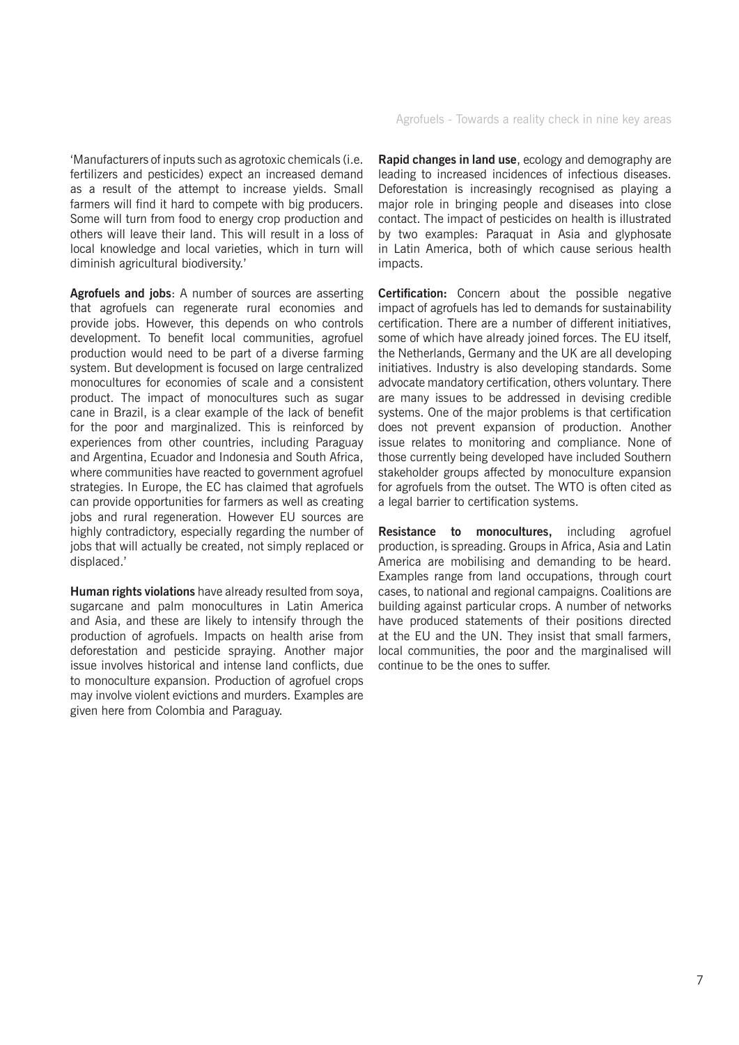'Manufacturers of inputs such as agrotoxic chemicals (i.e. fertilizers and pesticides) expect an increased demand as a result of the attempt to increase yields. Small farmers will find it hard to compete with big producers. Some will turn from food to energy crop production and others will leave their land. This will result in a loss of local knowledge and local varieties, which in turn will diminish agricultural biodiversity.'

**Agrofuels and jobs**: A number of sources are asserting that agrofuels can regenerate rural economies and provide jobs. However, this depends on who controls development. To benefit local communities, agrofuel production would need to be part of a diverse farming system. But development is focused on large centralized monocultures for economies of scale and a consistent product. The impact of monocultures such as sugar cane in Brazil, is a clear example of the lack of benefit for the poor and marginalized. This is reinforced by experiences from other countries, including Paraguay and Argentina, Ecuador and Indonesia and South Africa, where communities have reacted to government agrofuel strategies. In Europe, the EC has claimed that agrofuels can provide opportunities for farmers as well as creating jobs and rural regeneration. However EU sources are highly contradictory, especially regarding the number of jobs that will actually be created, not simply replaced or displaced.'

**Human rights violations** have already resulted from soya, sugarcane and palm monocultures in Latin America and Asia, and these are likely to intensify through the production of agrofuels. Impacts on health arise from deforestation and pesticide spraying. Another major issue involves historical and intense land conflicts, due to monoculture expansion. Production of agrofuel crops may involve violent evictions and murders. Examples are given here from Colombia and Paraguay.

**Rapid changes in land use**, ecology and demography are leading to increased incidences of infectious diseases. Deforestation is increasingly recognised as playing a major role in bringing people and diseases into close contact. The impact of pesticides on health is illustrated by two examples: Paraquat in Asia and glyphosate in Latin America, both of which cause serious health impacts.

**Certification:** Concern about the possible negative impact of agrofuels has led to demands for sustainability certification. There are a number of different initiatives, some of which have already joined forces. The EU itself, the Netherlands, Germany and the UK are all developing initiatives. Industry is also developing standards. Some advocate mandatory certification, others voluntary. There are many issues to be addressed in devising credible systems. One of the major problems is that certification does not prevent expansion of production. Another issue relates to monitoring and compliance. None of those currently being developed have included Southern stakeholder groups affected by monoculture expansion for agrofuels from the outset. The WTO is often cited as a legal barrier to certification systems.

**Resistance to monocultures,** including agrofuel production, is spreading. Groups in Africa, Asia and Latin America are mobilising and demanding to be heard. Examples range from land occupations, through court cases, to national and regional campaigns. Coalitions are building against particular crops. A number of networks have produced statements of their positions directed at the EU and the UN. They insist that small farmers, local communities, the poor and the marginalised will continue to be the ones to suffer.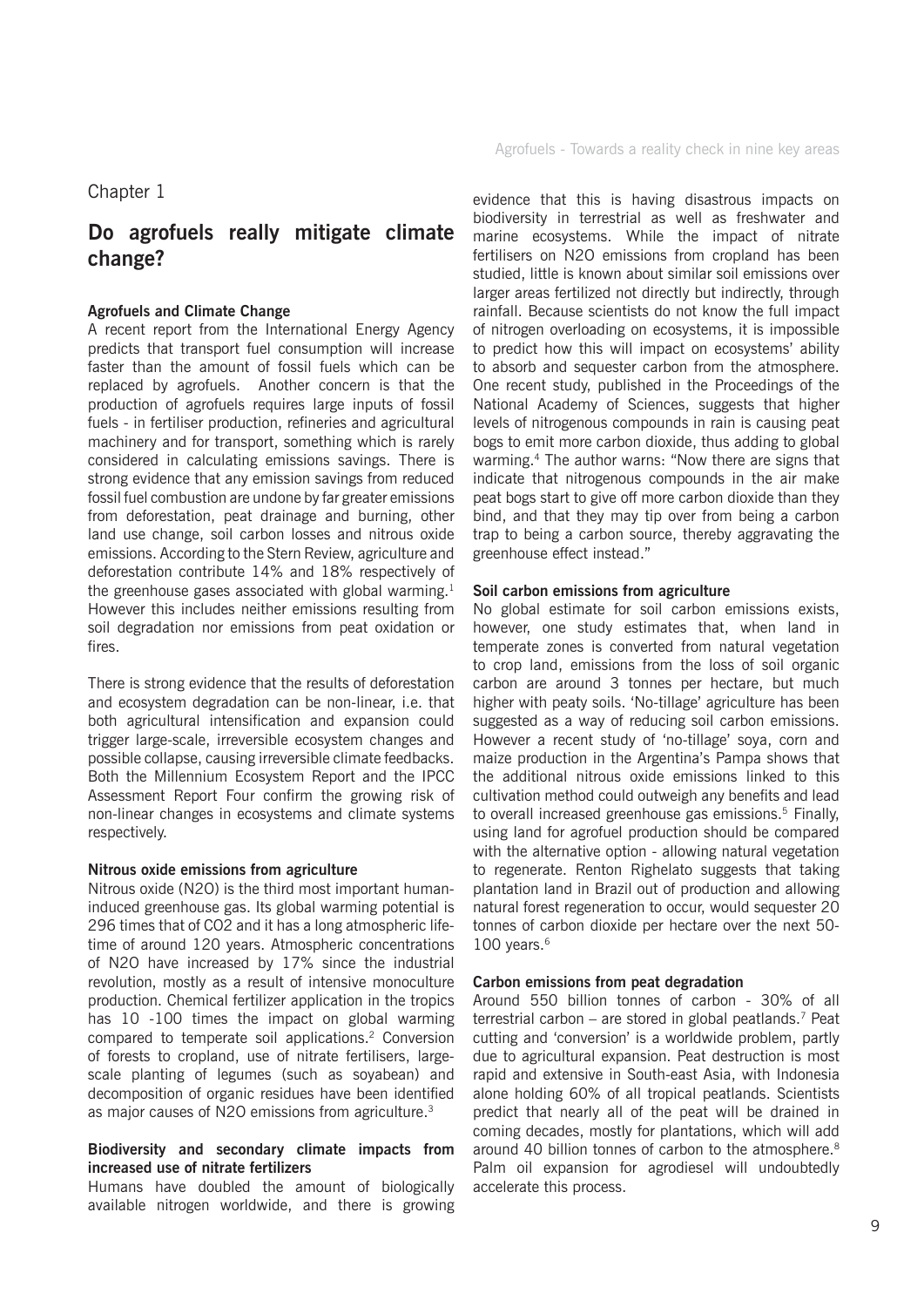Chapter 1

# Do agrofuels really mitigate climate change?

### Agrofuels and Climate Change

A recent report from the International Energy Agency predicts that transport fuel consumption will increase faster than the amount of fossil fuels which can be replaced by agrofuels. Another concern is that the production of agrofuels requires large inputs of fossil fuels - in fertiliser production, refineries and agricultural machinery and for transport, something which is rarely considered in calculating emissions savings. There is strong evidence that any emission savings from reduced fossil fuel combustion are undone by far greater emissions from deforestation, peat drainage and burning, other land use change, soil carbon losses and nitrous oxide emissions. According to the Stern Review, agriculture and deforestation contribute 14% and 18% respectively of the greenhouse gases associated with global warming.[1] However this includes neither emissions resulting from soil degradation nor emissions from peat oxidation or fires.

There is strong evidence that the results of deforestation and ecosystem degradation can be non-linear, i.e. that both agricultural intensification and expansion could trigger large-scale, irreversible ecosystem changes and possible collapse, causing irreversible climate feedbacks. Both the Millennium Ecosystem Report and the IPCC Assessment Report Four confirm the growing risk of non-linear changes in ecosystems and climate systems respectively.

### Nitrous oxide emissions from agriculture

Nitrous oxide (N2O) is the third most important human-induced greenhouse gas. Its global warming potential is 296 times that of CO2 and it has a long atmospheric life-time of around 120 years. Atmospheric concentrations of N2O have increased by 17% since the industrial revolution, mostly as a result of intensive monoculture production. Chemical fertilizer application in the tropics has 10 -100 times the impact on global warming compared to temperate soil applications.[2] Conversion of forests to cropland, use of nitrate fertilisers, large-scale planting of legumes (such as soyabean) and decomposition of organic residues have been identified as major causes of N2O emissions from agriculture.[3]

### Biodiversity and secondary climate impacts from increased use of nitrate fertilizers

Humans have doubled the amount of biologically available nitrogen worldwide, and there is growing evidence that this is having disastrous impacts on biodiversity in terrestrial as well as freshwater and marine ecosystems. While the impact of nitrate fertilisers on N2O emissions from cropland has been studied, little is known about similar soil emissions over larger areas fertilized not directly but indirectly, through rainfall. Because scientists do not know the full impact of nitrogen overloading on ecosystems, it is impossible to predict how this will impact on ecosystems' ability to absorb and sequester carbon from the atmosphere. One recent study, published in the Proceedings of the National Academy of Sciences, suggests that higher levels of nitrogenous compounds in rain is causing peat bogs to emit more carbon dioxide, thus adding to global warming.[4] The author warns: "Now there are signs that indicate that nitrogenous compounds in the air make peat bogs start to give off more carbon dioxide than they bind, and that they may tip over from being a carbon trap to being a carbon source, thereby aggravating the greenhouse effect instead."

### Soil carbon emissions from agriculture

No global estimate for soil carbon emissions exists, however, one study estimates that, when land in temperate zones is converted from natural vegetation to crop land, emissions from the loss of soil organic carbon are around 3 tonnes per hectare, but much higher with peaty soils. 'No-tillage' agriculture has been suggested as a way of reducing soil carbon emissions. However a recent study of 'no-tillage' soya, corn and maize production in the Argentina's Pampa shows that the additional nitrous oxide emissions linked to this cultivation method could outweigh any benefits and lead to overall increased greenhouse gas emissions.[5] Finally, using land for agrofuel production should be compared with the alternative option - allowing natural vegetation to regenerate. Renton Righelato suggests that taking plantation land in Brazil out of production and allowing natural forest regeneration to occur, would sequester 20 tonnes of carbon dioxide per hectare over the next 50-100 years.[6]

### Carbon emissions from peat degradation

Around 550 billion tonnes of carbon - 30% of all terrestrial carbon – are stored in global peatlands.[7] Peat cutting and 'conversion' is a worldwide problem, partly due to agricultural expansion. Peat destruction is most rapid and extensive in South-east Asia, with Indonesia alone holding 60% of all tropical peatlands. Scientists predict that nearly all of the peat will be drained in coming decades, mostly for plantations, which will add around 40 billion tonnes of carbon to the atmosphere.[8] Palm oil expansion for agrodiesel will undoubtedly accelerate this process.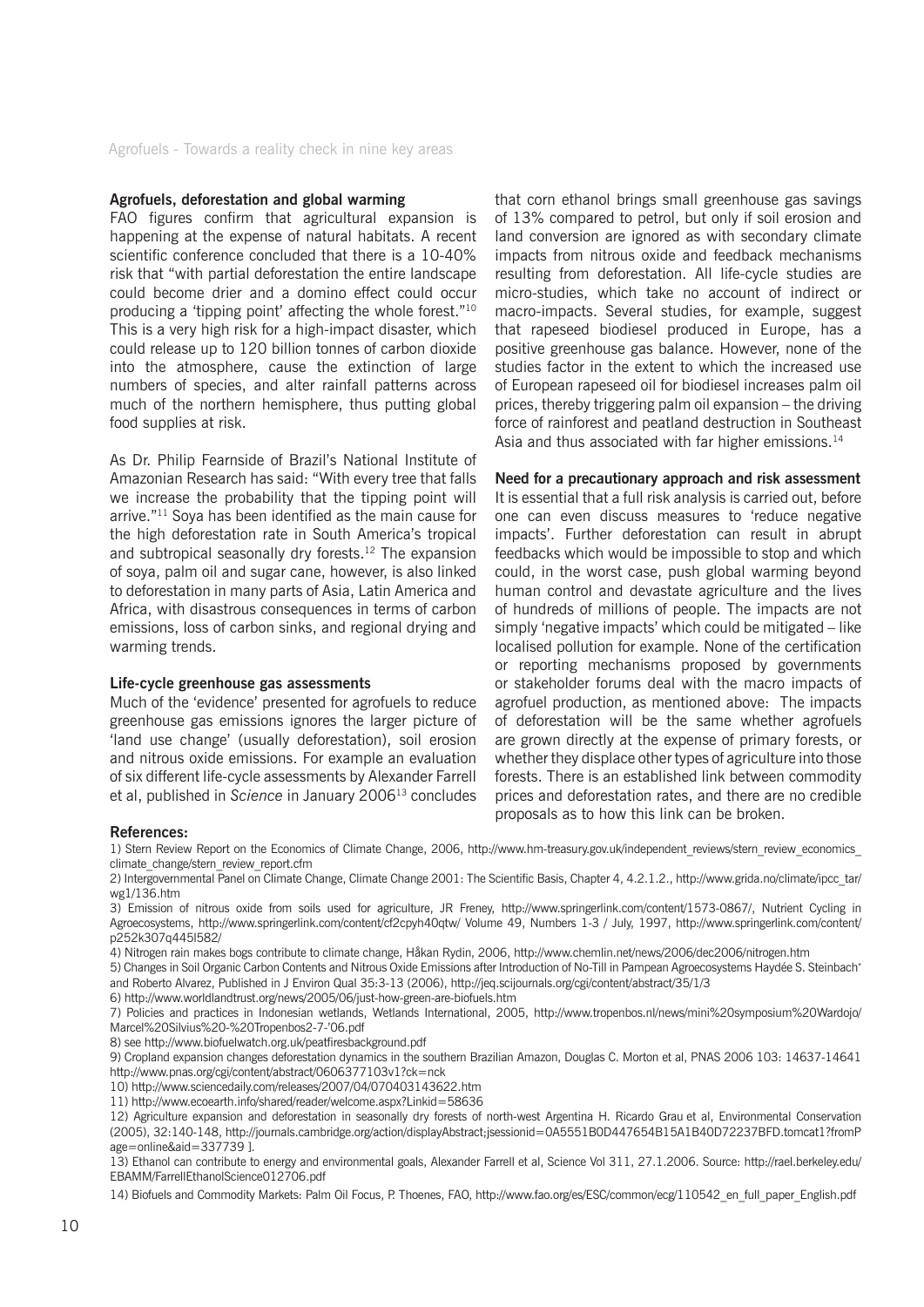### Agrofuels, deforestation and global warming

FAO figures confirm that agricultural expansion is happening at the expense of natural habitats. A recent scientific conference concluded that there is a 10-40% risk that "with partial deforestation the entire landscape could become drier and a domino effect could occur producing a 'tipping point' affecting the whole forest."[10] This is a very high risk for a high-impact disaster, which could release up to 120 billion tonnes of carbon dioxide into the atmosphere, cause the extinction of large numbers of species, and alter rainfall patterns across much of the northern hemisphere, thus putting global food supplies at risk.

As Dr. Philip Fearnside of Brazil's National Institute of Amazonian Research has said: "With every tree that falls we increase the probability that the tipping point will arrive."[11] Soya has been identified as the main cause for the high deforestation rate in South America's tropical and subtropical seasonally dry forests.[12] The expansion of soya, palm oil and sugar cane, however, is also linked to deforestation in many parts of Asia, Latin America and Africa, with disastrous consequences in terms of carbon emissions, loss of carbon sinks, and regional drying and warming trends.

### Life-cycle greenhouse gas assessments

Much of the 'evidence' presented for agrofuels to reduce greenhouse gas emissions ignores the larger picture of 'land use change' (usually deforestation), soil erosion and nitrous oxide emissions. For example an evaluation of six different life-cycle assessments by Alexander Farrell et al, published in *Science* in January 2006[13] concludes that corn ethanol brings small greenhouse gas savings of 13% compared to petrol, but only if soil erosion and land conversion are ignored as with secondary climate impacts from nitrous oxide and feedback mechanisms resulting from deforestation. All life-cycle studies are micro-studies, which take no account of indirect or macro-impacts. Several studies, for example, suggest that rapeseed biodiesel produced in Europe, has a positive greenhouse gas balance. However, none of the studies factor in the extent to which the increased use of European rapeseed oil for biodiesel increases palm oil prices, thereby triggering palm oil expansion – the driving force of rainforest and peatland destruction in Southeast Asia and thus associated with far higher emissions.[14]

### Need for a precautionary approach and risk assessment

It is essential that a full risk analysis is carried out, before one can even discuss measures to 'reduce negative impacts'. Further deforestation can result in abrupt feedbacks which would be impossible to stop and which could, in the worst case, push global warming beyond human control and devastate agriculture and the lives of hundreds of millions of people. The impacts are not simply 'negative impacts' which could be mitigated – like localised pollution for example. None of the certification or reporting mechanisms proposed by governments or stakeholder forums deal with the macro impacts of agrofuel production, as mentioned above: The impacts of deforestation will be the same whether agrofuels are grown directly at the expense of primary forests, or whether they displace other types of agriculture into those forests. There is an established link between commodity prices and deforestation rates, and there are no credible proposals as to how this link can be broken.

### References:

1) Stern Review Report on the Economics of Climate Change, 2006, http://www.hm-treasury.gov.uk/independent_reviews/stern_review_economics_climate_change/stern_review_report.cfm

2) Intergovernmental Panel on Climate Change, Climate Change 2001: The Scientific Basis, Chapter 4, 4.2.1.2., http://www.grida.no/climate/ipcc_tar/wg1/136.htm

3) Emission of nitrous oxide from soils used for agriculture, JR Freney, http://www.springerlink.com/content/1573-0867/, Nutrient Cycling in Agroecosystems, http://www.springerlink.com/content/cf2cpyh40qtw/ Volume 49, Numbers 1-3 / July, 1997, http://www.springerlink.com/content/p252k307q445l582/

4) Nitrogen rain makes bogs contribute to climate change, Håkan Rydin, 2006, http://www.chemlin.net/news/2006/dec2006/nitrogen.htm

5) Changes in Soil Organic Carbon Contents and Nitrous Oxide Emissions after Introduction of No-Till in Pampean Agroecosystems Haydée S. Steinbach* and Roberto Alvarez, Published in J Environ Qual 35:3-13 (2006), http://jeq.scijournals.org/cgi/content/abstract/35/1/3

6) http://www.worldlandtrust.org/news/2005/06/just-how-green-are-biofuels.htm

7) Policies and practices in Indonesian wetlands, Wetlands International, 2005, http://www.tropenbos.nl/news/mini%20symposium%20Wardojo/Marcel%20Silvius%20-%20Tropenbos2-7-'06.pdf

8) see http://www.biofuelwatch.org.uk/peatfiresbackground.pdf

9) Cropland expansion changes deforestation dynamics in the southern Brazilian Amazon, Douglas C. Morton et al, PNAS 2006 103: 14637-14641 http://www.pnas.org/cgi/content/abstract/0606377103v1?ck=nck

10) http://www.sciencedaily.com/releases/2007/04/070403143622.htm

11) http://www.ecoearth.info/shared/reader/welcome.aspx?Linkid=58636

12) Agriculture expansion and deforestation in seasonally dry forests of north-west Argentina H. Ricardo Grau et al, Environmental Conservation (2005), 32:140-148, http://journals.cambridge.org/action/displayAbstract;jsessionid=0A5551B0D447654B15A1B40D72237BFD.tomcat1?fromPage=online&aid=337739 ].

13) Ethanol can contribute to energy and environmental goals, Alexander Farrell et al, Science Vol 311, 27.1.2006. Source: http://rael.berkeley.edu/EBAMM/FarrellEthanolScience012706.pdf

14) Biofuels and Commodity Markets: Palm Oil Focus, P. Thoenes, FAO, http://www.fao.org/es/ESC/common/ecg/110542_en_full_paper_English.pdf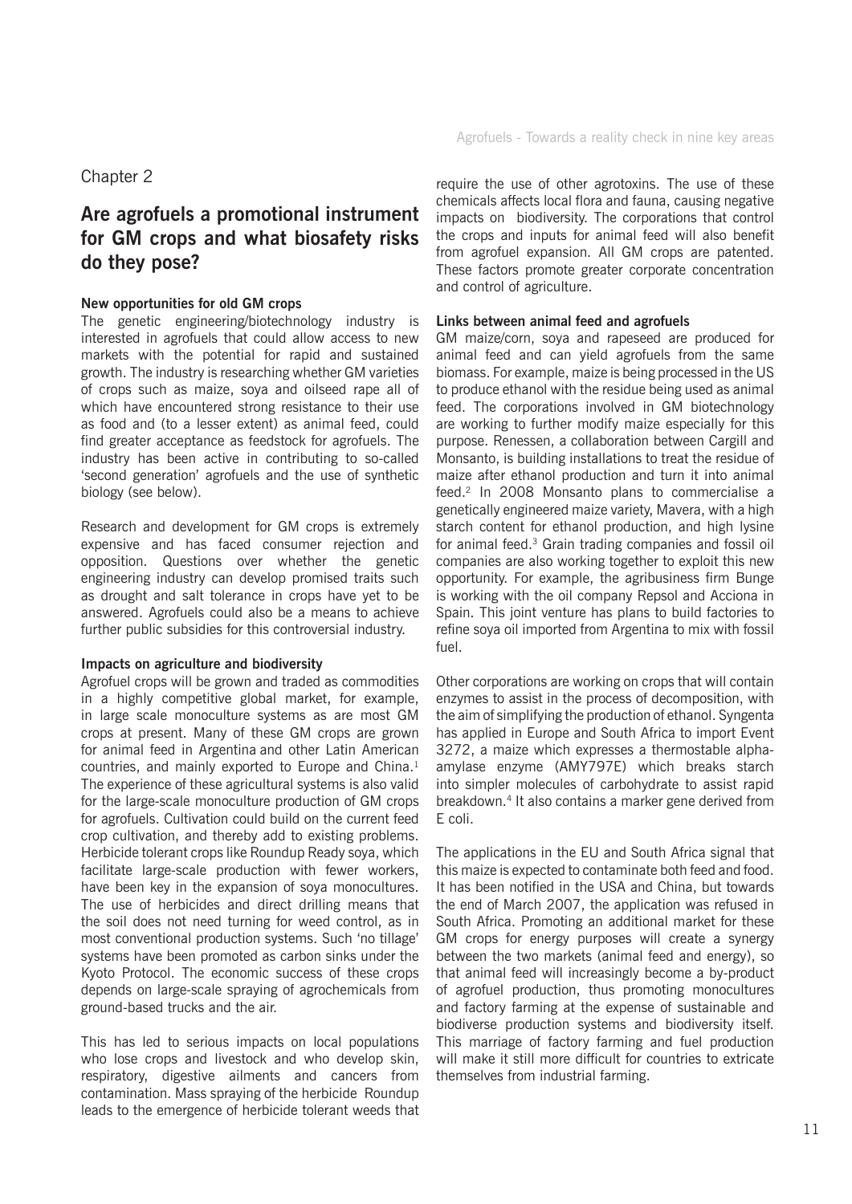Chapter 2

# Are agrofuels a promotional instrument for GM crops and what biosafety risks do they pose?

### New opportunities for old GM crops

The genetic engineering/biotechnology industry is interested in agrofuels that could allow access to new markets with the potential for rapid and sustained growth. The industry is researching whether GM varieties of crops such as maize, soya and oilseed rape all of which have encountered strong resistance to their use as food and (to a lesser extent) as animal feed, could find greater acceptance as feedstock for agrofuels. The industry has been active in contributing to so-called 'second generation' agrofuels and the use of synthetic biology (see below).

Research and development for GM crops is extremely expensive and has faced consumer rejection and opposition. Questions over whether the genetic engineering industry can develop promised traits such as drought and salt tolerance in crops have yet to be answered. Agrofuels could also be a means to achieve further public subsidies for this controversial industry.

### Impacts on agriculture and biodiversity

Agrofuel crops will be grown and traded as commodities in a highly competitive global market, for example, in large scale monoculture systems as are most GM crops at present. Many of these GM crops are grown for animal feed in Argentina and other Latin American countries, and mainly exported to Europe and China.[1] The experience of these agricultural systems is also valid for the large-scale monoculture production of GM crops for agrofuels. Cultivation could build on the current feed crop cultivation, and thereby add to existing problems. Herbicide tolerant crops like Roundup Ready soya, which facilitate large-scale production with fewer workers, have been key in the expansion of soya monocultures. The use of herbicides and direct drilling means that the soil does not need turning for weed control, as in most conventional production systems. Such 'no tillage' systems have been promoted as carbon sinks under the Kyoto Protocol. The economic success of these crops depends on large-scale spraying of agrochemicals from ground-based trucks and the air.

This has led to serious impacts on local populations who lose crops and livestock and who develop skin, respiratory, digestive ailments and cancers from contamination. Mass spraying of the herbicide Roundup leads to the emergence of herbicide tolerant weeds that require the use of other agrotoxins. The use of these chemicals affects local flora and fauna, causing negative impacts on biodiversity. The corporations that control the crops and inputs for animal feed will also benefit from agrofuel expansion. All GM crops are patented. These factors promote greater corporate concentration and control of agriculture.

### Links between animal feed and agrofuels

GM maize/corn, soya and rapeseed are produced for animal feed and can yield agrofuels from the same biomass. For example, maize is being processed in the US to produce ethanol with the residue being used as animal feed. The corporations involved in GM biotechnology are working to further modify maize especially for this purpose. Renessen, a collaboration between Cargill and Monsanto, is building installations to treat the residue of maize after ethanol production and turn it into animal feed.[2] In 2008 Monsanto plans to commercialise a genetically engineered maize variety, Mavera, with a high starch content for ethanol production, and high lysine for animal feed.[3] Grain trading companies and fossil oil companies are also working together to exploit this new opportunity. For example, the agribusiness firm Bunge is working with the oil company Repsol and Acciona in Spain. This joint venture has plans to build factories to refine soya oil imported from Argentina to mix with fossil fuel.

Other corporations are working on crops that will contain enzymes to assist in the process of decomposition, with the aim of simplifying the production of ethanol. Syngenta has applied in Europe and South Africa to import Event 3272, a maize which expresses a thermostable alpha-amylase enzyme (AMY797E) which breaks starch into simpler molecules of carbohydrate to assist rapid breakdown.[4] It also contains a marker gene derived from E coli.

The applications in the EU and South Africa signal that this maize is expected to contaminate both feed and food. It has been notified in the USA and China, but towards the end of March 2007, the application was refused in South Africa. Promoting an additional market for these GM crops for energy purposes will create a synergy between the two markets (animal feed and energy), so that animal feed will increasingly become a by-product of agrofuel production, thus promoting monocultures and factory farming at the expense of sustainable and biodiverse production systems and biodiversity itself. This marriage of factory farming and fuel production will make it still more difficult for countries to extricate themselves from industrial farming.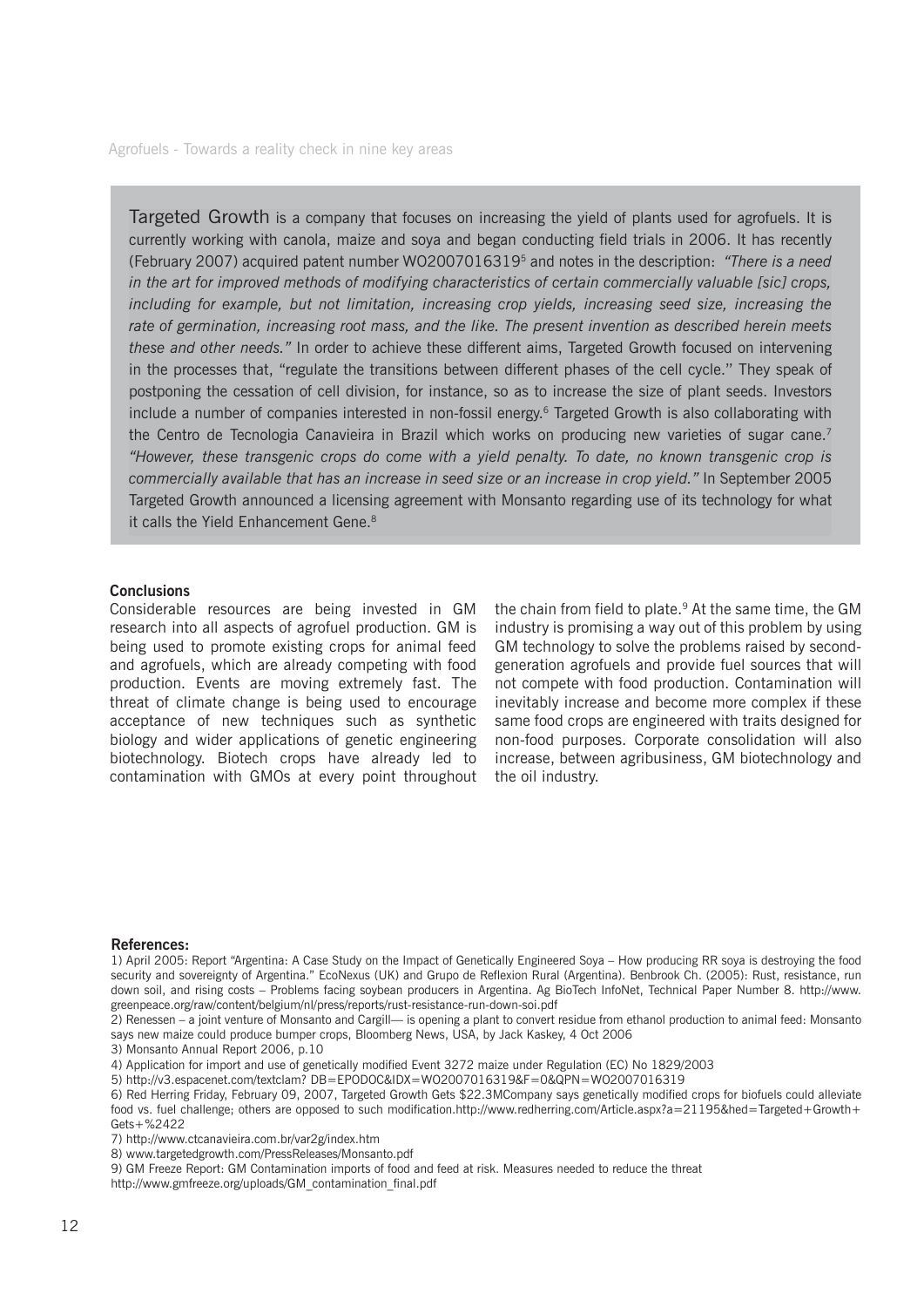Targeted Growth is a company that focuses on increasing the yield of plants used for agrofuels. It is currently working with canola, maize and soya and began conducting field trials in 2006. It has recently (February 2007) acquired patent number WO2007016319[5] and notes in the description: *"There is a need in the art for improved methods of modifying characteristics of certain commercially valuable [sic] crops, including for example, but not limitation, increasing crop yields, increasing seed size, increasing the rate of germination, increasing root mass, and the like. The present invention as described herein meets these and other needs."* In order to achieve these different aims, Targeted Growth focused on intervening in the processes that, "regulate the transitions between different phases of the cell cycle." They speak of postponing the cessation of cell division, for instance, so as to increase the size of plant seeds. Investors include a number of companies interested in non-fossil energy.[6] Targeted Growth is also collaborating with the Centro de Tecnologia Canavieira in Brazil which works on producing new varieties of sugar cane.[7] *"However, these transgenic crops do come with a yield penalty. To date, no known transgenic crop is commercially available that has an increase in seed size or an increase in crop yield."* In September 2005 Targeted Growth announced a licensing agreement with Monsanto regarding use of its technology for what it calls the Yield Enhancement Gene.[8]

**Conclusions**

Considerable resources are being invested in GM research into all aspects of agrofuel production. GM is being used to promote existing crops for animal feed and agrofuels, which are already competing with food production. Events are moving extremely fast. The threat of climate change is being used to encourage acceptance of new techniques such as synthetic biology and wider applications of genetic engineering biotechnology. Biotech crops have already led to contamination with GMOs at every point throughout the chain from field to plate.[9] At the same time, the GM industry is promising a way out of this problem by using GM technology to solve the problems raised by second-generation agrofuels and provide fuel sources that will not compete with food production. Contamination will inevitably increase and become more complex if these same food crops are engineered with traits designed for non-food purposes. Corporate consolidation will also increase, between agribusiness, GM biotechnology and the oil industry.

**References:**

1) April 2005: Report "Argentina: A Case Study on the Impact of Genetically Engineered Soya – How producing RR soya is destroying the food security and sovereignty of Argentina." EcoNexus (UK) and Grupo de Reflexion Rural (Argentina). Benbrook Ch. (2005): Rust, resistance, run down soil, and rising costs – Problems facing soybean producers in Argentina. Ag BioTech InfoNet, Technical Paper Number 8. http://www.greenpeace.org/raw/content/belgium/nl/press/reports/rust-resistance-run-down-soi.pdf

2) Renessen – a joint venture of Monsanto and Cargill— is opening a plant to convert residue from ethanol production to animal feed: Monsanto says new maize could produce bumper crops, Bloomberg News, USA, by Jack Kaskey, 4 Oct 2006

3) Monsanto Annual Report 2006, p.10

4) Application for import and use of genetically modified Event 3272 maize under Regulation (EC) No 1829/2003

5) http://v3.espacenet.com/textclam? DB=EPODOC&IDX=WO2007016319&F=0&QPN=WO2007016319

6) Red Herring Friday, February 09, 2007, Targeted Growth Gets $22.3MCompany says genetically modified crops for biofuels could alleviate food vs. fuel challenge; others are opposed to such modification.http://www.redherring.com/Article.aspx?a=21195&hed=Targeted+Growth+Gets+%2422

7) http://www.ctcanavieira.com.br/var2g/index.htm

8) www.targetedgrowth.com/PressReleases/Monsanto.pdf

9) GM Freeze Report: GM Contamination imports of food and feed at risk. Measures needed to reduce the threat http://www.gmfreeze.org/uploads/GM_contamination_final.pdf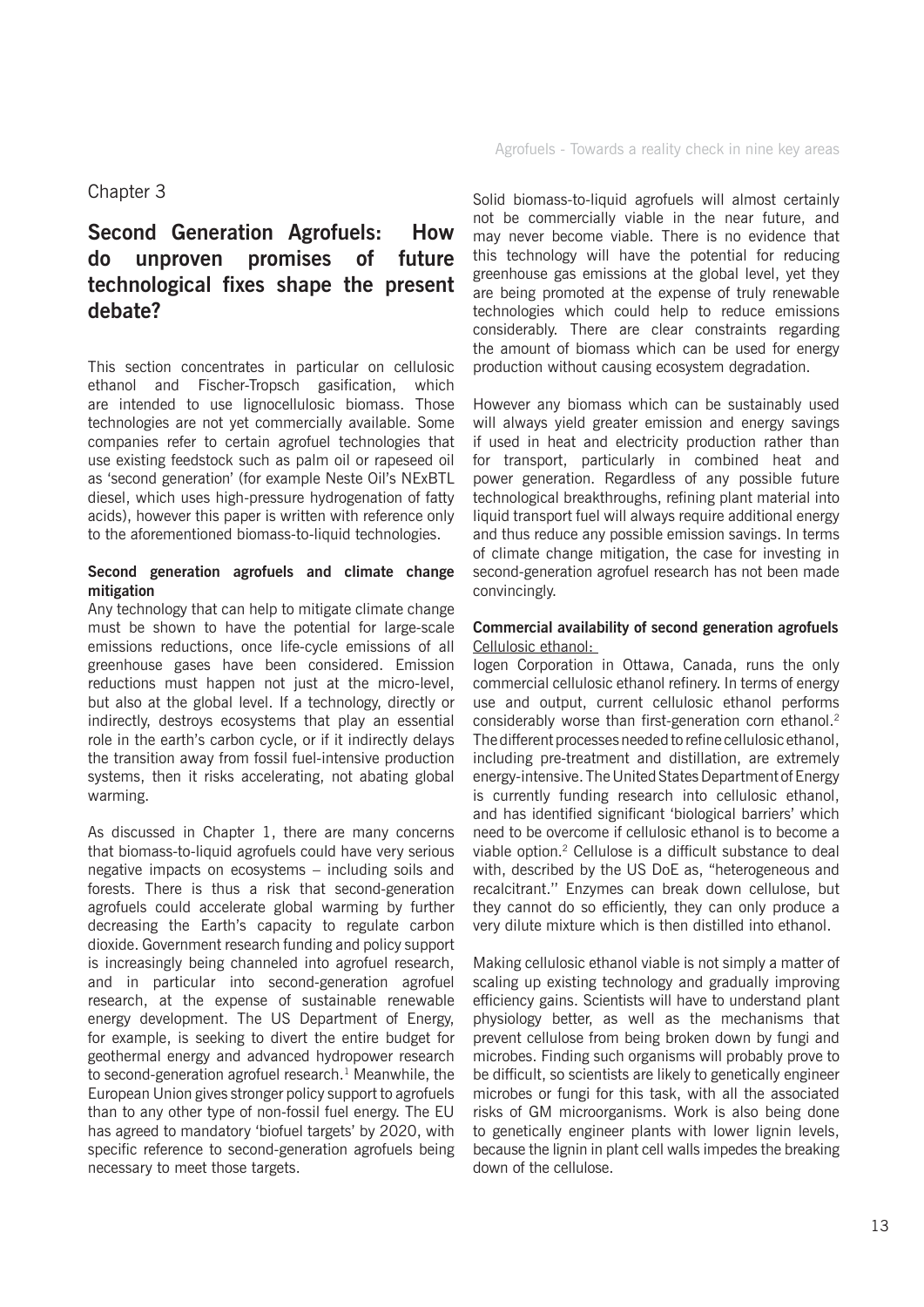Chapter 3

## Second Generation Agrofuels: How do unproven promises of future technological fixes shape the present debate?

This section concentrates in particular on cellulosic ethanol and Fischer-Tropsch gasification, which are intended to use lignocellulosic biomass. Those technologies are not yet commercially available. Some companies refer to certain agrofuel technologies that use existing feedstock such as palm oil or rapeseed oil as 'second generation' (for example Neste Oil's NExBTL diesel, which uses high-pressure hydrogenation of fatty acids), however this paper is written with reference only to the aforementioned biomass-to-liquid technologies.

**Second generation agrofuels and climate change mitigation**

Any technology that can help to mitigate climate change must be shown to have the potential for large-scale emissions reductions, once life-cycle emissions of all greenhouse gases have been considered. Emission reductions must happen not just at the micro-level, but also at the global level. If a technology, directly or indirectly, destroys ecosystems that play an essential role in the earth's carbon cycle, or if it indirectly delays the transition away from fossil fuel-intensive production systems, then it risks accelerating, not abating global warming.

As discussed in Chapter 1, there are many concerns that biomass-to-liquid agrofuels could have very serious negative impacts on ecosystems – including soils and forests. There is thus a risk that second-generation agrofuels could accelerate global warming by further decreasing the Earth's capacity to regulate carbon dioxide. Government research funding and policy support is increasingly being channeled into agrofuel research, and in particular into second-generation agrofuel research, at the expense of sustainable renewable energy development. The US Department of Energy, for example, is seeking to divert the entire budget for geothermal energy and advanced hydropower research to second-generation agrofuel research.[1] Meanwhile, the European Union gives stronger policy support to agrofuels than to any other type of non-fossil fuel energy. The EU has agreed to mandatory 'biofuel targets' by 2020, with specific reference to second-generation agrofuels being necessary to meet those targets.

Solid biomass-to-liquid agrofuels will almost certainly not be commercially viable in the near future, and may never become viable. There is no evidence that this technology will have the potential for reducing greenhouse gas emissions at the global level, yet they are being promoted at the expense of truly renewable technologies which could help to reduce emissions considerably. There are clear constraints regarding the amount of biomass which can be used for energy production without causing ecosystem degradation.

However any biomass which can be sustainably used will always yield greater emission and energy savings if used in heat and electricity production rather than for transport, particularly in combined heat and power generation. Regardless of any possible future technological breakthroughs, refining plant material into liquid transport fuel will always require additional energy and thus reduce any possible emission savings. In terms of climate change mitigation, the case for investing in second-generation agrofuel research has not been made convincingly.

**Commercial availability of second generation agrofuels**

Cellulosic ethanol:

Iogen Corporation in Ottawa, Canada, runs the only commercial cellulosic ethanol refinery. In terms of energy use and output, current cellulosic ethanol performs considerably worse than first-generation corn ethanol.[2] The different processes needed to refine cellulosic ethanol, including pre-treatment and distillation, are extremely energy-intensive. The United States Department of Energy is currently funding research into cellulosic ethanol, and has identified significant 'biological barriers' which need to be overcome if cellulosic ethanol is to become a viable option.[2] Cellulose is a difficult substance to deal with, described by the US DoE as, "heterogeneous and recalcitrant.'' Enzymes can break down cellulose, but they cannot do so efficiently, they can only produce a very dilute mixture which is then distilled into ethanol.

Making cellulosic ethanol viable is not simply a matter of scaling up existing technology and gradually improving efficiency gains. Scientists will have to understand plant physiology better, as well as the mechanisms that prevent cellulose from being broken down by fungi and microbes. Finding such organisms will probably prove to be difficult, so scientists are likely to genetically engineer microbes or fungi for this task, with all the associated risks of GM microorganisms. Work is also being done to genetically engineer plants with lower lignin levels, because the lignin in plant cell walls impedes the breaking down of the cellulose.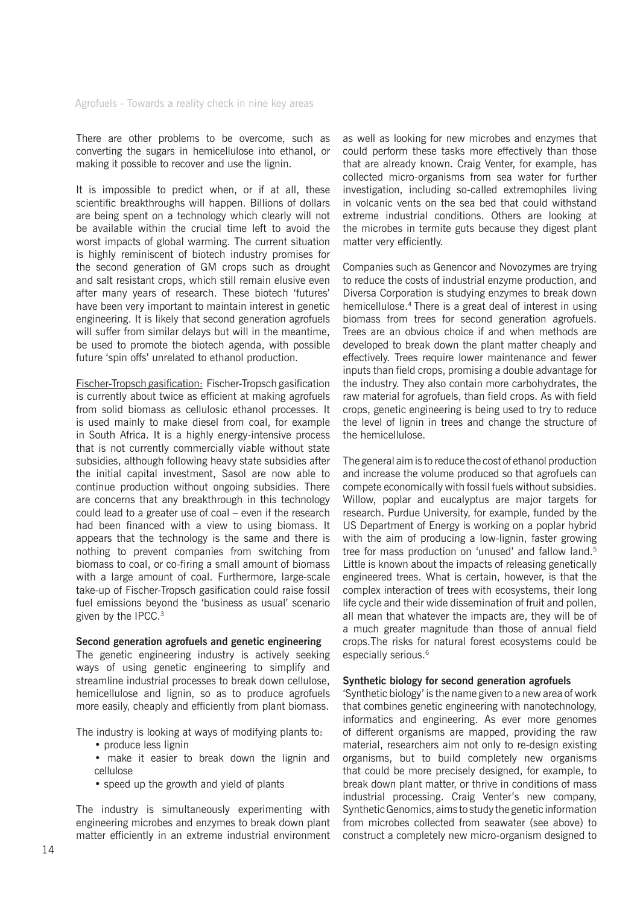There are other problems to be overcome, such as converting the sugars in hemicellulose into ethanol, or making it possible to recover and use the lignin.

It is impossible to predict when, or if at all, these scientific breakthroughs will happen. Billions of dollars are being spent on a technology which clearly will not be available within the crucial time left to avoid the worst impacts of global warming. The current situation is highly reminiscent of biotech industry promises for the second generation of GM crops such as drought and salt resistant crops, which still remain elusive even after many years of research. These biotech 'futures' have been very important to maintain interest in genetic engineering. It is likely that second generation agrofuels will suffer from similar delays but will in the meantime, be used to promote the biotech agenda, with possible future 'spin offs' unrelated to ethanol production.

Fischer-Tropsch gasification: Fischer-Tropsch gasification is currently about twice as efficient at making agrofuels from solid biomass as cellulosic ethanol processes. It is used mainly to make diesel from coal, for example in South Africa. It is a highly energy-intensive process that is not currently commercially viable without state subsidies, although following heavy state subsidies after the initial capital investment, Sasol are now able to continue production without ongoing subsidies. There are concerns that any breakthrough in this technology could lead to a greater use of coal – even if the research had been financed with a view to using biomass. It appears that the technology is the same and there is nothing to prevent companies from switching from biomass to coal, or co-firing a small amount of biomass with a large amount of coal. Furthermore, large-scale take-up of Fischer-Tropsch gasification could raise fossil fuel emissions beyond the 'business as usual' scenario given by the IPCC.[3]

**Second generation agrofuels and genetic engineering**

The genetic engineering industry is actively seeking ways of using genetic engineering to simplify and streamline industrial processes to break down cellulose, hemicellulose and lignin, so as to produce agrofuels more easily, cheaply and efficiently from plant biomass.

The industry is looking at ways of modifying plants to:

- produce less lignin
- make it easier to break down the lignin and cellulose
- speed up the growth and yield of plants

The industry is simultaneously experimenting with engineering microbes and enzymes to break down plant matter efficiently in an extreme industrial environment as well as looking for new microbes and enzymes that could perform these tasks more effectively than those that are already known. Craig Venter, for example, has collected micro-organisms from sea water for further investigation, including so-called extremophiles living in volcanic vents on the sea bed that could withstand extreme industrial conditions. Others are looking at the microbes in termite guts because they digest plant matter very efficiently.

Companies such as Genencor and Novozymes are trying to reduce the costs of industrial enzyme production, and Diversa Corporation is studying enzymes to break down hemicellulose.[4] There is a great deal of interest in using biomass from trees for second generation agrofuels. Trees are an obvious choice if and when methods are developed to break down the plant matter cheaply and effectively. Trees require lower maintenance and fewer inputs than field crops, promising a double advantage for the industry. They also contain more carbohydrates, the raw material for agrofuels, than field crops. As with field crops, genetic engineering is being used to try to reduce the level of lignin in trees and change the structure of the hemicellulose.

The general aim is to reduce the cost of ethanol production and increase the volume produced so that agrofuels can compete economically with fossil fuels without subsidies. Willow, poplar and eucalyptus are major targets for research. Purdue University, for example, funded by the US Department of Energy is working on a poplar hybrid with the aim of producing a low-lignin, faster growing tree for mass production on 'unused' and fallow land.[5] Little is known about the impacts of releasing genetically engineered trees. What is certain, however, is that the complex interaction of trees with ecosystems, their long life cycle and their wide dissemination of fruit and pollen, all mean that whatever the impacts are, they will be of a much greater magnitude than those of annual field crops. The risks for natural forest ecosystems could be especially serious.[6]

**Synthetic biology for second generation agrofuels**

'Synthetic biology' is the name given to a new area of work that combines genetic engineering with nanotechnology, informatics and engineering. As ever more genomes of different organisms are mapped, providing the raw material, researchers aim not only to re-design existing organisms, but to build completely new organisms that could be more precisely designed, for example, to break down plant matter, or thrive in conditions of mass industrial processing. Craig Venter's new company, Synthetic Genomics, aims to study the genetic information from microbes collected from seawater (see above) to construct a completely new micro-organism designed to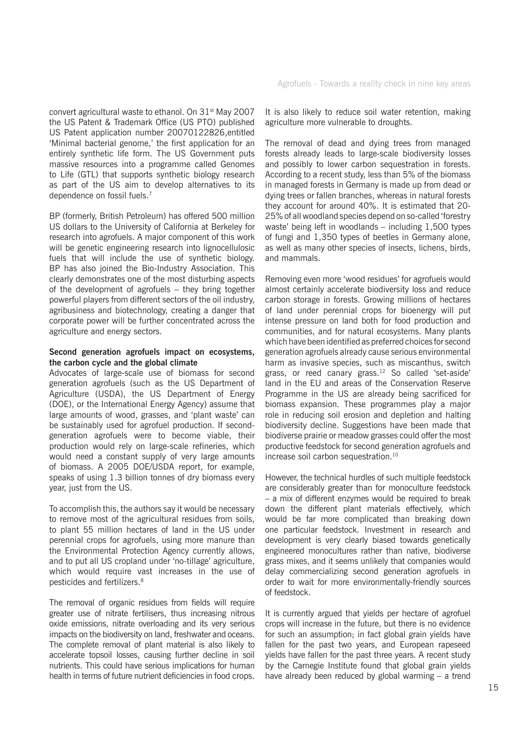convert agricultural waste to ethanol. On 31st May 2007 the US Patent & Trademark Office (US PTO) published US Patent application number 20070122826,entitled 'Minimal bacterial genome,' the first application for an entirely synthetic life form. The US Government puts massive resources into a programme called Genomes to Life (GTL) that supports synthetic biology research as part of the US aim to develop alternatives to its dependence on fossil fuels.[7]

BP (formerly, British Petroleum) has offered 500 million US dollars to the University of California at Berkeley for research into agrofuels. A major component of this work will be genetic engineering research into lignocellulosic fuels that will include the use of synthetic biology. BP has also joined the Bio-Industry Association. This clearly demonstrates one of the most disturbing aspects of the development of agrofuels – they bring together powerful players from different sectors of the oil industry, agribusiness and biotechnology, creating a danger that corporate power will be further concentrated across the agriculture and energy sectors.

**Second generation agrofuels impact on ecosystems, the carbon cycle and the global climate**

Advocates of large-scale use of biomass for second generation agrofuels (such as the US Department of Agriculture (USDA), the US Department of Energy (DOE), or the International Energy Agency) assume that large amounts of wood, grasses, and 'plant waste' can be sustainably used for agrofuel production. If second-generation agrofuels were to become viable, their production would rely on large-scale refineries, which would need a constant supply of very large amounts of biomass. A 2005 DOE/USDA report, for example, speaks of using 1.3 billion tonnes of dry biomass every year, just from the US.

To accomplish this, the authors say it would be necessary to remove most of the agricultural residues from soils, to plant 55 million hectares of land in the US under perennial crops for agrofuels, using more manure than the Environmental Protection Agency currently allows, and to put all US cropland under 'no-tillage' agriculture, which would require vast increases in the use of pesticides and fertilizers.[8]

The removal of organic residues from fields will require greater use of nitrate fertilisers, thus increasing nitrous oxide emissions, nitrate overloading and its very serious impacts on the biodiversity on land, freshwater and oceans. The complete removal of plant material is also likely to accelerate topsoil losses, causing further decline in soil nutrients. This could have serious implications for human health in terms of future nutrient deficiencies in food crops. It is also likely to reduce soil water retention, making agriculture more vulnerable to droughts.

The removal of dead and dying trees from managed forests already leads to large-scale biodiversity losses and possibly to lower carbon sequestration in forests. According to a recent study, less than 5% of the biomass in managed forests in Germany is made up from dead or dying trees or fallen branches, whereas in natural forests they account for around 40%. It is estimated that 20-25% of all woodland species depend on so-called 'forestry waste' being left in woodlands – including 1,500 types of fungi and 1,350 types of beetles in Germany alone, as well as many other species of insects, lichens, birds, and mammals.

Removing even more 'wood residues' for agrofuels would almost certainly accelerate biodiversity loss and reduce carbon storage in forests. Growing millions of hectares of land under perennial crops for bioenergy will put intense pressure on land both for food production and communities, and for natural ecosystems. Many plants which have been identified as preferred choices for second generation agrofuels already cause serious environmental harm as invasive species, such as miscanthus, switch grass, or reed canary grass.[12] So called 'set-aside' land in the EU and areas of the Conservation Reserve Programme in the US are already being sacrificed for biomass expansion. These programmes play a major role in reducing soil erosion and depletion and halting biodiversity decline. Suggestions have been made that biodiverse prairie or meadow grasses could offer the most productive feedstock for second generation agrofuels and increase soil carbon sequestration.[10]

However, the technical hurdles of such multiple feedstock are considerably greater than for monoculture feedstock – a mix of different enzymes would be required to break down the different plant materials effectively, which would be far more complicated than breaking down one particular feedstock. Investment in research and development is very clearly biased towards genetically engineered monocultures rather than native, biodiverse grass mixes, and it seems unlikely that companies would delay commercializing second generation agrofuels in order to wait for more environmentally-friendly sources of feedstock.

It is currently argued that yields per hectare of agrofuel crops will increase in the future, but there is no evidence for such an assumption; in fact global grain yields have fallen for the past two years, and European rapeseed yields have fallen for the past three years. A recent study by the Carnegie Institute found that global grain yields have already been reduced by global warming – a trend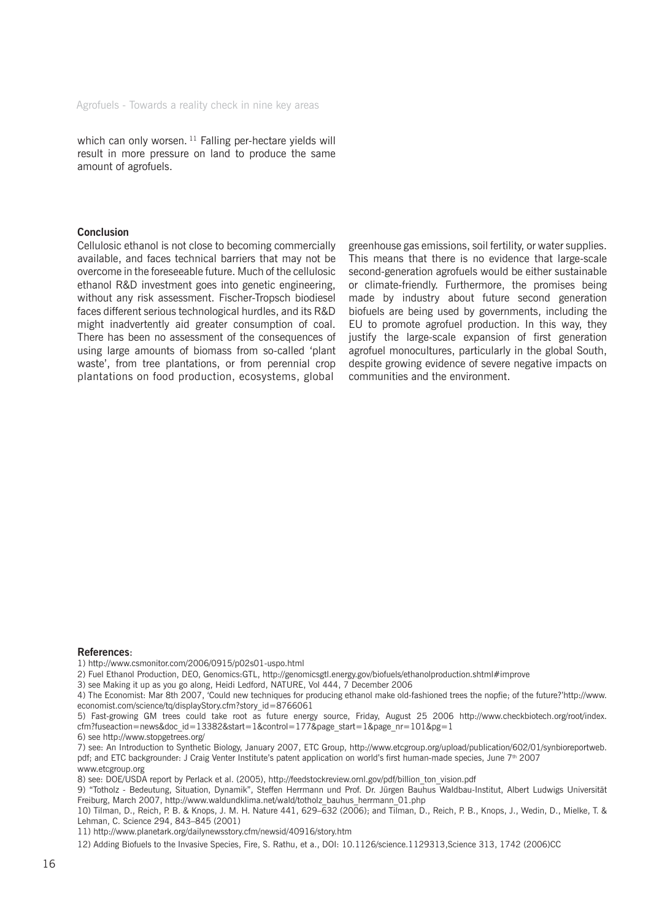which can only worsen.[11] Falling per-hectare yields will result in more pressure on land to produce the same amount of agrofuels.

**Conclusion**

Cellulosic ethanol is not close to becoming commercially available, and faces technical barriers that may not be overcome in the foreseeable future. Much of the cellulosic ethanol R&D investment goes into genetic engineering, without any risk assessment. Fischer-Tropsch biodiesel faces different serious technological hurdles, and its R&D might inadvertently aid greater consumption of coal. There has been no assessment of the consequences of using large amounts of biomass from so-called 'plant waste', from tree plantations, or from perennial crop plantations on food production, ecosystems, global greenhouse gas emissions, soil fertility, or water supplies. This means that there is no evidence that large-scale second-generation agrofuels would be either sustainable or climate-friendly. Furthermore, the promises being made by industry about future second generation biofuels are being used by governments, including the EU to promote agrofuel production. In this way, they justify the large-scale expansion of first generation agrofuel monocultures, particularly in the global South, despite growing evidence of severe negative impacts on communities and the environment.

**References**:

1) http://www.csmonitor.com/2006/0915/p02s01-uspo.html

2) Fuel Ethanol Production, DEO, Genomics:GTL, http://genomicsgtl.energy.gov/biofuels/ethanolproduction.shtml#improve

3) see Making it up as you go along, Heidi Ledford, NATURE, Vol 444, 7 December 2006

4) The Economist: Mar 8th 2007, 'Could new techniques for producing ethanol make old-fashioned trees the nopfie; of the future?'http://www.economist.com/science/tq/displayStory.cfm?story_id=8766061

5) Fast-growing GM trees could take root as future energy source, Friday, August 25 2006 http://www.checkbiotech.org/root/index.cfm?fuseaction=news&doc_id=13382&start=1&control=177&page_start=1&page_nr=101&pg=1

6) see http://www.stopgetrees.org/

7) see: An Introduction to Synthetic Biology, January 2007, ETC Group, http://www.etcgroup.org/upload/publication/602/01/synbioreportweb.pdf; and ETC backgrounder: J Craig Venter Institute's patent application on world's first human-made species, June 7th 2007 www.etcgroup.org

8) see: DOE/USDA report by Perlack et al. (2005), http://feedstockreview.ornl.gov/pdf/billion_ton_vision.pdf

9) "Totholz - Bedeutung, Situation, Dynamik", Steffen Herrmann und Prof. Dr. Jürgen Bauhus Waldbau-Institut, Albert Ludwigs Universität Freiburg, March 2007, http://www.waldundklima.net/wald/totholz_bauhus_herrmann_01.php

10) Tilman, D., Reich, P. B. & Knops, J. M. H. Nature 441, 629–632 (2006); and Tilman, D., Reich, P. B., Knops, J., Wedin, D., Mielke, T. & Lehman, C. Science 294, 843–845 (2001)

11) http://www.planetark.org/dailynewsstory.cfm/newsid/40916/story.htm

12) Adding Biofuels to the Invasive Species, Fire, S. Rathu, et a., DOI: 10.1126/science.1129313,Science 313, 1742 (2006)CC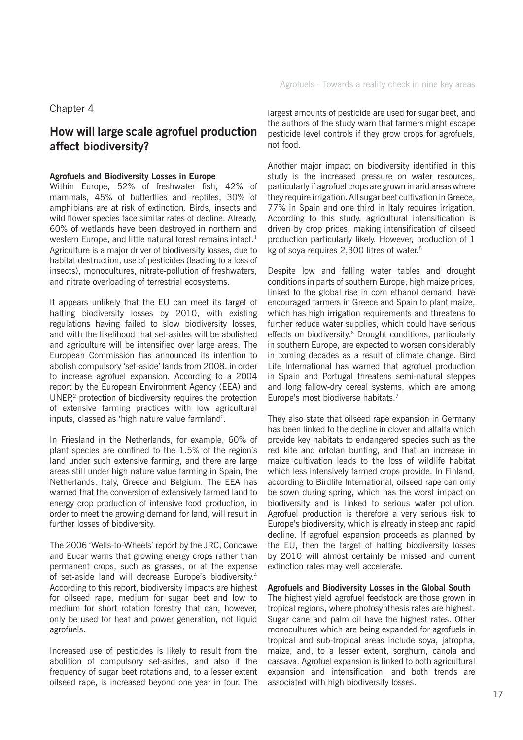Chapter 4

# How will large scale agrofuel production affect biodiversity?

**Agrofuels and Biodiversity Losses in Europe**

Within Europe, 52% of freshwater fish, 42% of mammals, 45% of butterflies and reptiles, 30% of amphibians are at risk of extinction. Birds, insects and wild flower species face similar rates of decline. Already, 60% of wetlands have been destroyed in northern and western Europe, and little natural forest remains intact.[1] Agriculture is a major driver of biodiversity losses, due to habitat destruction, use of pesticides (leading to a loss of insects), monocultures, nitrate-pollution of freshwaters, and nitrate overloading of terrestrial ecosystems.

It appears unlikely that the EU can meet its target of halting biodiversity losses by 2010, with existing regulations having failed to slow biodiversity losses, and with the likelihood that set-asides will be abolished and agriculture will be intensified over large areas. The European Commission has announced its intention to abolish compulsory 'set-aside' lands from 2008, in order to increase agrofuel expansion. According to a 2004 report by the European Environment Agency (EEA) and UNEP,[2] protection of biodiversity requires the protection of extensive farming practices with low agricultural inputs, classed as 'high nature value farmland'.

In Friesland in the Netherlands, for example, 60% of plant species are confined to the 1.5% of the region's land under such extensive farming, and there are large areas still under high nature value farming in Spain, the Netherlands, Italy, Greece and Belgium. The EEA has warned that the conversion of extensively farmed land to energy crop production of intensive food production, in order to meet the growing demand for land, will result in further losses of biodiversity.

The 2006 'Wells-to-Wheels' report by the JRC, Concawe and Eucar warns that growing energy crops rather than permanent crops, such as grasses, or at the expense of set-aside land will decrease Europe's biodiversity.[4] According to this report, biodiversity impacts are highest for oilseed rape, medium for sugar beet and low to medium for short rotation forestry that can, however, only be used for heat and power generation, not liquid agrofuels.

Increased use of pesticides is likely to result from the abolition of compulsory set-asides, and also if the frequency of sugar beet rotations and, to a lesser extent oilseed rape, is increased beyond one year in four. The largest amounts of pesticide are used for sugar beet, and the authors of the study warn that farmers might escape pesticide level controls if they grow crops for agrofuels, not food.

Another major impact on biodiversity identified in this study is the increased pressure on water resources, particularly if agrofuel crops are grown in arid areas where they require irrigation. All sugar beet cultivation in Greece, 77% in Spain and one third in Italy requires irrigation. According to this study, agricultural intensification is driven by crop prices, making intensification of oilseed production particularly likely. However, production of 1 kg of soya requires 2,300 litres of water.[5]

Despite low and falling water tables and drought conditions in parts of southern Europe, high maize prices, linked to the global rise in corn ethanol demand, have encouraged farmers in Greece and Spain to plant maize, which has high irrigation requirements and threatens to further reduce water supplies, which could have serious effects on biodiversity.[6] Drought conditions, particularly in southern Europe, are expected to worsen considerably in coming decades as a result of climate change. Bird Life International has warned that agrofuel production in Spain and Portugal threatens semi-natural steppes and long fallow-dry cereal systems, which are among Europe's most biodiverse habitats.[7]

They also state that oilseed rape expansion in Germany has been linked to the decline in clover and alfalfa which provide key habitats to endangered species such as the red kite and ortolan bunting, and that an increase in maize cultivation leads to the loss of wildlife habitat which less intensively farmed crops provide. In Finland, according to Birdlife International, oilseed rape can only be sown during spring, which has the worst impact on biodiversity and is linked to serious water pollution. Agrofuel production is therefore a very serious risk to Europe's biodiversity, which is already in steep and rapid decline. If agrofuel expansion proceeds as planned by the EU, then the target of halting biodiversity losses by 2010 will almost certainly be missed and current extinction rates may well accelerate.

**Agrofuels and Biodiversity Losses in the Global South**

The highest yield agrofuel feedstock are those grown in tropical regions, where photosynthesis rates are highest. Sugar cane and palm oil have the highest rates. Other monocultures which are being expanded for agrofuels in tropical and sub-tropical areas include soya, jatropha, maize, and, to a lesser extent, sorghum, canola and cassava. Agrofuel expansion is linked to both agricultural expansion and intensification, and both trends are associated with high biodiversity losses.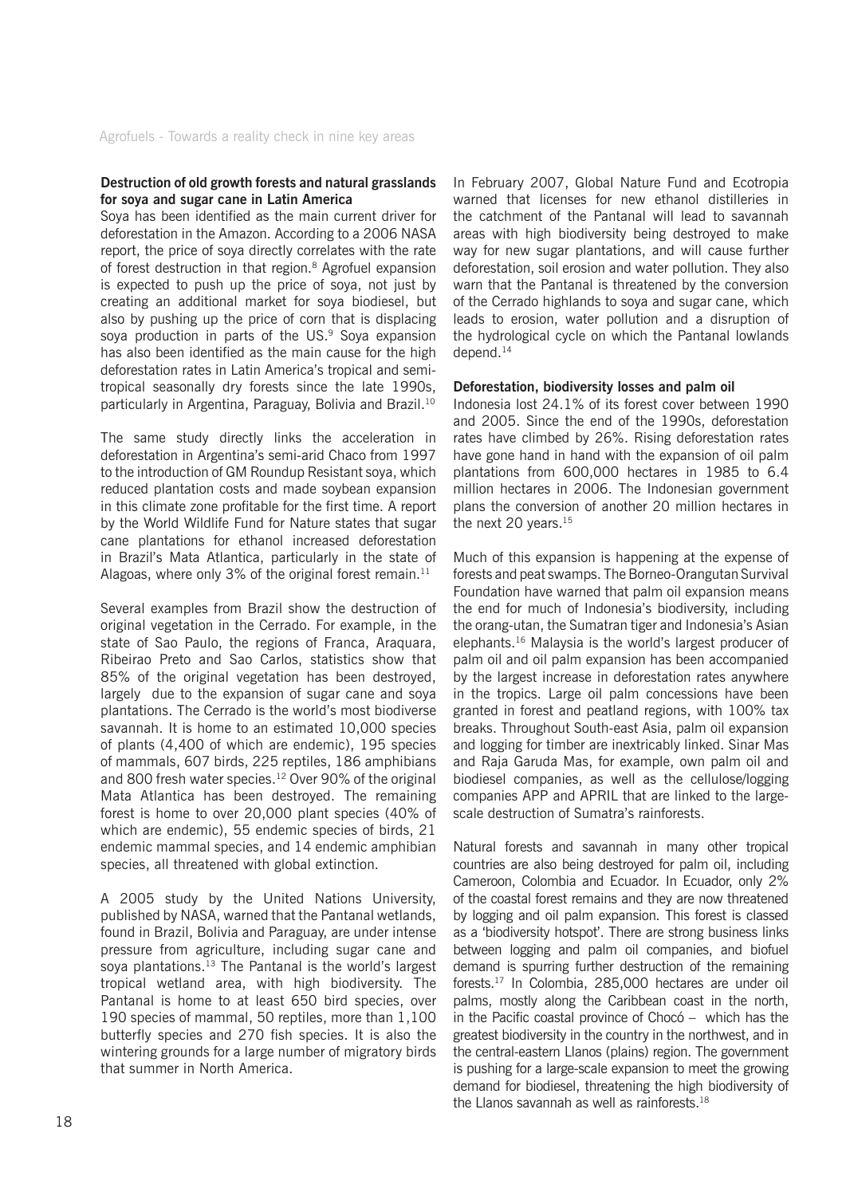### Destruction of old growth forests and natural grasslands for soya and sugar cane in Latin America

Soya has been identified as the main current driver for deforestation in the Amazon. According to a 2006 NASA report, the price of soya directly correlates with the rate of forest destruction in that region.[8] Agrofuel expansion is expected to push up the price of soya, not just by creating an additional market for soya biodiesel, but also by pushing up the price of corn that is displacing soya production in parts of the US.[9] Soya expansion has also been identified as the main cause for the high deforestation rates in Latin America's tropical and semi-tropical seasonally dry forests since the late 1990s, particularly in Argentina, Paraguay, Bolivia and Brazil.[10]

The same study directly links the acceleration in deforestation in Argentina's semi-arid Chaco from 1997 to the introduction of GM Roundup Resistant soya, which reduced plantation costs and made soybean expansion in this climate zone profitable for the first time. A report by the World Wildlife Fund for Nature states that sugar cane plantations for ethanol increased deforestation in Brazil's Mata Atlantica, particularly in the state of Alagoas, where only 3% of the original forest remain.[11]

Several examples from Brazil show the destruction of original vegetation in the Cerrado. For example, in the state of Sao Paulo, the regions of Franca, Araquara, Ribeirao Preto and Sao Carlos, statistics show that 85% of the original vegetation has been destroyed, largely due to the expansion of sugar cane and soya plantations. The Cerrado is the world's most biodiverse savannah. It is home to an estimated 10,000 species of plants (4,400 of which are endemic), 195 species of mammals, 607 birds, 225 reptiles, 186 amphibians and 800 fresh water species.[12] Over 90% of the original Mata Atlantica has been destroyed. The remaining forest is home to over 20,000 plant species (40% of which are endemic), 55 endemic species of birds, 21 endemic mammal species, and 14 endemic amphibian species, all threatened with global extinction.

A 2005 study by the United Nations University, published by NASA, warned that the Pantanal wetlands, found in Brazil, Bolivia and Paraguay, are under intense pressure from agriculture, including sugar cane and soya plantations.[13] The Pantanal is the world's largest tropical wetland area, with high biodiversity. The Pantanal is home to at least 650 bird species, over 190 species of mammal, 50 reptiles, more than 1,100 butterfly species and 270 fish species. It is also the wintering grounds for a large number of migratory birds that summer in North America.

In February 2007, Global Nature Fund and Ecotropia warned that licenses for new ethanol distilleries in the catchment of the Pantanal will lead to savannah areas with high biodiversity being destroyed to make way for new sugar plantations, and will cause further deforestation, soil erosion and water pollution. They also warn that the Pantanal is threatened by the conversion of the Cerrado highlands to soya and sugar cane, which leads to erosion, water pollution and a disruption of the hydrological cycle on which the Pantanal lowlands depend.[14]

### Deforestation, biodiversity losses and palm oil

Indonesia lost 24.1% of its forest cover between 1990 and 2005. Since the end of the 1990s, deforestation rates have climbed by 26%. Rising deforestation rates have gone hand in hand with the expansion of oil palm plantations from 600,000 hectares in 1985 to 6.4 million hectares in 2006. The Indonesian government plans the conversion of another 20 million hectares in the next 20 years.[15]

Much of this expansion is happening at the expense of forests and peat swamps. The Borneo-Orangutan Survival Foundation have warned that palm oil expansion means the end for much of Indonesia's biodiversity, including the orang-utan, the Sumatran tiger and Indonesia's Asian elephants.[16] Malaysia is the world's largest producer of palm oil and oil palm expansion has been accompanied by the largest increase in deforestation rates anywhere in the tropics. Large oil palm concessions have been granted in forest and peatland regions, with 100% tax breaks. Throughout South-east Asia, palm oil expansion and logging for timber are inextricably linked. Sinar Mas and Raja Garuda Mas, for example, own palm oil and biodiesel companies, as well as the cellulose/logging companies APP and APRIL that are linked to the large-scale destruction of Sumatra's rainforests.

Natural forests and savannah in many other tropical countries are also being destroyed for palm oil, including Cameroon, Colombia and Ecuador. In Ecuador, only 2% of the coastal forest remains and they are now threatened by logging and oil palm expansion. This forest is classed as a 'biodiversity hotspot'. There are strong business links between logging and palm oil companies, and biofuel demand is spurring further destruction of the remaining forests.[17] In Colombia, 285,000 hectares are under oil palms, mostly along the Caribbean coast in the north, in the Pacific coastal province of Chocó – which has the greatest biodiversity in the country in the northwest, and in the central-eastern Llanos (plains) region. The government is pushing for a large-scale expansion to meet the growing demand for biodiesel, threatening the high biodiversity of the Llanos savannah as well as rainforests.[18]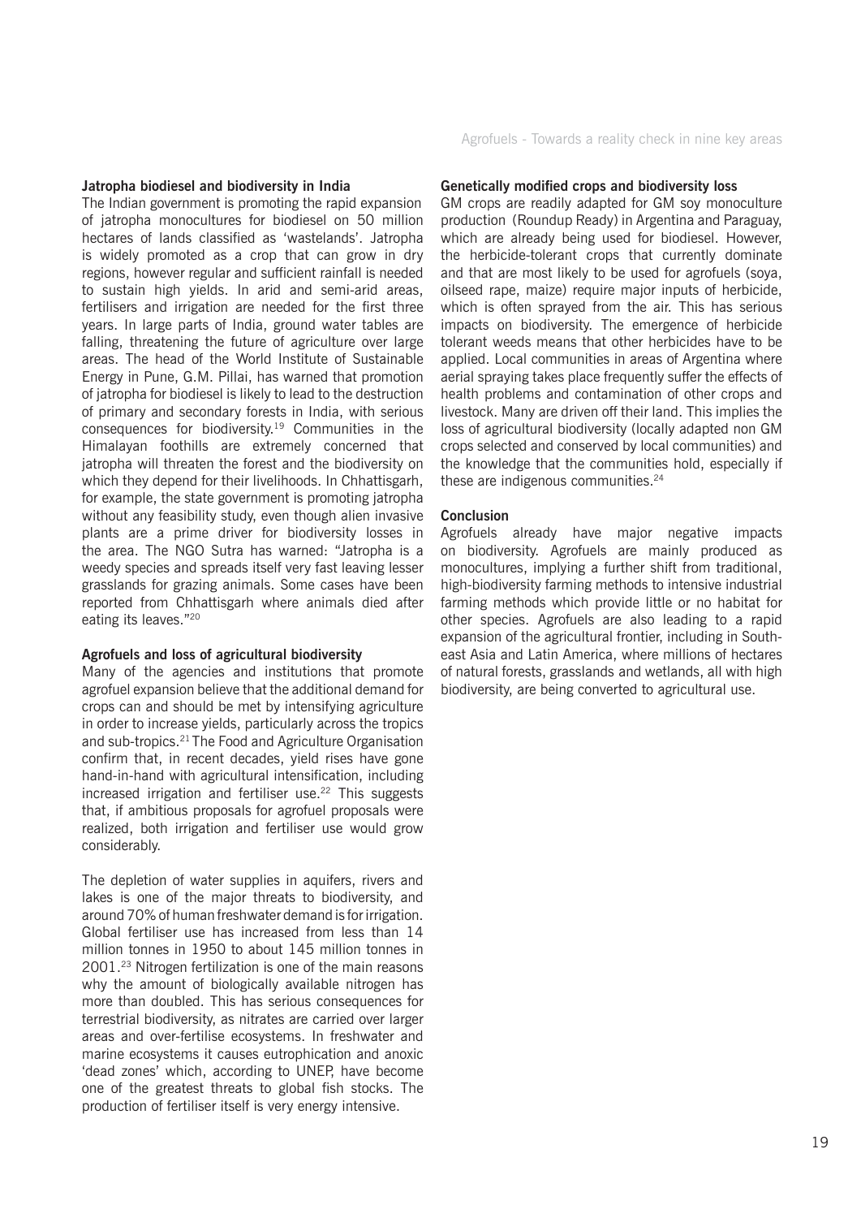### Jatropha biodiesel and biodiversity in India

The Indian government is promoting the rapid expansion of jatropha monocultures for biodiesel on 50 million hectares of lands classified as 'wastelands'. Jatropha is widely promoted as a crop that can grow in dry regions, however regular and sufficient rainfall is needed to sustain high yields. In arid and semi-arid areas, fertilisers and irrigation are needed for the first three years. In large parts of India, ground water tables are falling, threatening the future of agriculture over large areas. The head of the World Institute of Sustainable Energy in Pune, G.M. Pillai, has warned that promotion of jatropha for biodiesel is likely to lead to the destruction of primary and secondary forests in India, with serious consequences for biodiversity.[19] Communities in the Himalayan foothills are extremely concerned that jatropha will threaten the forest and the biodiversity on which they depend for their livelihoods. In Chhattisgarh, for example, the state government is promoting jatropha without any feasibility study, even though alien invasive plants are a prime driver for biodiversity losses in the area. The NGO Sutra has warned: "Jatropha is a weedy species and spreads itself very fast leaving lesser grasslands for grazing animals. Some cases have been reported from Chhattisgarh where animals died after eating its leaves."[20]

### Agrofuels and loss of agricultural biodiversity

Many of the agencies and institutions that promote agrofuel expansion believe that the additional demand for crops can and should be met by intensifying agriculture in order to increase yields, particularly across the tropics and sub-tropics.[21] The Food and Agriculture Organisation confirm that, in recent decades, yield rises have gone hand-in-hand with agricultural intensification, including increased irrigation and fertiliser use.[22] This suggests that, if ambitious proposals for agrofuel proposals were realized, both irrigation and fertiliser use would grow considerably.

The depletion of water supplies in aquifers, rivers and lakes is one of the major threats to biodiversity, and around 70% of human freshwater demand is for irrigation. Global fertiliser use has increased from less than 14 million tonnes in 1950 to about 145 million tonnes in 2001.[23] Nitrogen fertilization is one of the main reasons why the amount of biologically available nitrogen has more than doubled. This has serious consequences for terrestrial biodiversity, as nitrates are carried over larger areas and over-fertilise ecosystems. In freshwater and marine ecosystems it causes eutrophication and anoxic 'dead zones' which, according to UNEP, have become one of the greatest threats to global fish stocks. The production of fertiliser itself is very energy intensive.

### Genetically modified crops and biodiversity loss

GM crops are readily adapted for GM soy monoculture production (Roundup Ready) in Argentina and Paraguay, which are already being used for biodiesel. However, the herbicide-tolerant crops that currently dominate and that are most likely to be used for agrofuels (soya, oilseed rape, maize) require major inputs of herbicide, which is often sprayed from the air. This has serious impacts on biodiversity. The emergence of herbicide tolerant weeds means that other herbicides have to be applied. Local communities in areas of Argentina where aerial spraying takes place frequently suffer the effects of health problems and contamination of other crops and livestock. Many are driven off their land. This implies the loss of agricultural biodiversity (locally adapted non GM crops selected and conserved by local communities) and the knowledge that the communities hold, especially if these are indigenous communities.[24]

### Conclusion

Agrofuels already have major negative impacts on biodiversity. Agrofuels are mainly produced as monocultures, implying a further shift from traditional, high-biodiversity farming methods to intensive industrial farming methods which provide little or no habitat for other species. Agrofuels are also leading to a rapid expansion of the agricultural frontier, including in South-east Asia and Latin America, where millions of hectares of natural forests, grasslands and wetlands, all with high biodiversity, are being converted to agricultural use.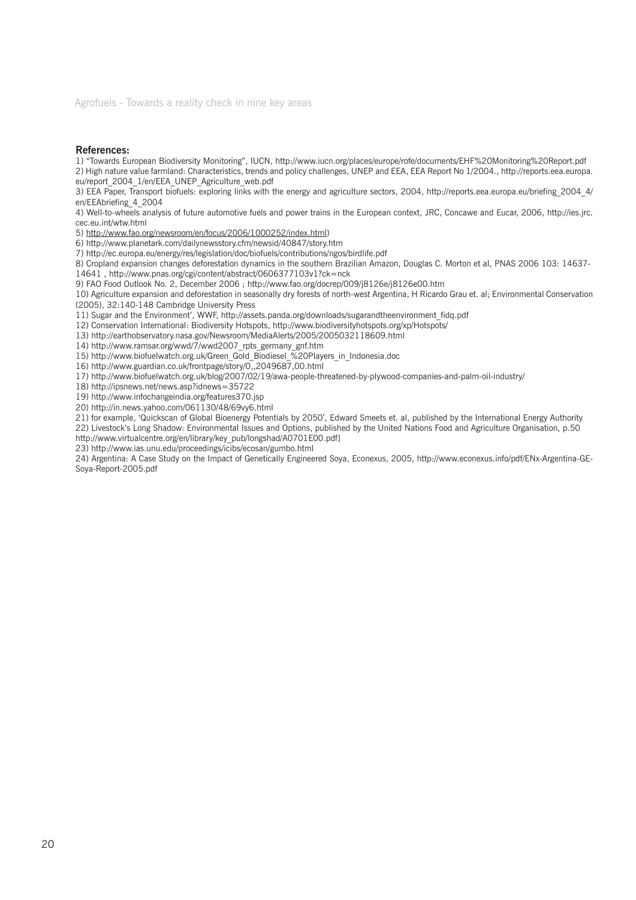**References:**

1) "Towards European Biodiversity Monitoring", IUCN, http://www.iucn.org/places/europe/rofe/documents/EHF%20Monitoring%20Report.pdf

2) High nature value farmland: Characteristics, trends and policy challenges, UNEP and EEA, EEA Report No 1/2004., http://reports.eea.europa.eu/report_2004_1/en/EEA_UNEP_Agriculture_web.pdf

3) EEA Paper, Transport biofuels: exploring links with the energy and agriculture sectors, 2004, http://reports.eea.europa.eu/briefing_2004_4/en/EEAbriefing_4_2004

4) Well-to-wheels analysis of future automotive fuels and power trains in the European context, JRC, Concawe and Eucar, 2006, http://ies.jrc.cec.eu.int/wtw.html

5) http://www.fao.org/newsroom/en/focus/2006/1000252/index.html)

6) http://www.planetark.com/dailynewsstory.cfm/newsid/40847/story.htm

7) http://ec.europa.eu/energy/res/legislation/doc/biofuels/contributions/ngos/birdlife.pdf

8) Cropland expansion changes deforestation dynamics in the southern Brazilian Amazon, Douglas C. Morton et al, PNAS 2006 103: 14637-14641 , http://www.pnas.org/cgi/content/abstract/0606377103v1?ck=nck

9) FAO Food Outlook No. 2, December 2006 ; http://www.fao.org/docrep/009/j8126e/j8126e00.htm

10) Agriculture expansion and deforestation in seasonally dry forests of north-west Argentina, H Ricardo Grau et. al; Environmental Conservation (2005), 32:140-148 Cambridge University Press

11) Sugar and the Environment', WWF, http://assets.panda.org/downloads/sugarandtheenvironment_fidq.pdf

12) Conservation International: Biodiversity Hotspots, http://www.biodiversityhotspots.org/xp/Hotspots/

13) http://earthobservatory.nasa.gov/Newsroom/MediaAlerts/2005/2005032118609.html

14) http://www.ramsar.org/wwd/7/wwd2007_rpts_germany_gnf.htm

15) http://www.biofuelwatch.org.uk/Green_Gold_Biodiesel_%20Players_in_Indonesia.doc

16) http://www.guardian.co.uk/frontpage/story/0,,2049687,00.html

17) http://www.biofuelwatch.org.uk/blog/2007/02/19/awa-people-threatened-by-plywood-companies-and-palm-oil-industry/

18) http://ipsnews.net/news.asp?idnews=35722

19) http://www.infochangeindia.org/features370.jsp

20) http://in.news.yahoo.com/061130/48/69vy6.html

21) for example, 'Quickscan of Global Bioenergy Potentials by 2050', Edward Smeets et. al, published by the International Energy Authority

22) Livestock's Long Shadow: Environmental Issues and Options, published by the United Nations Food and Agriculture Organisation, p.50 http://www.virtualcentre.org/en/library/key_pub/longshad/A0701E00.pdf]

23) http://www.ias.unu.edu/proceedings/icibs/ecosan/gumbo.html

24) Argentina: A Case Study on the Impact of Genetically Engineered Soya, Econexus, 2005, http://www.econexus.info/pdf/ENx-Argentina-GE-Soya-Report-2005.pdf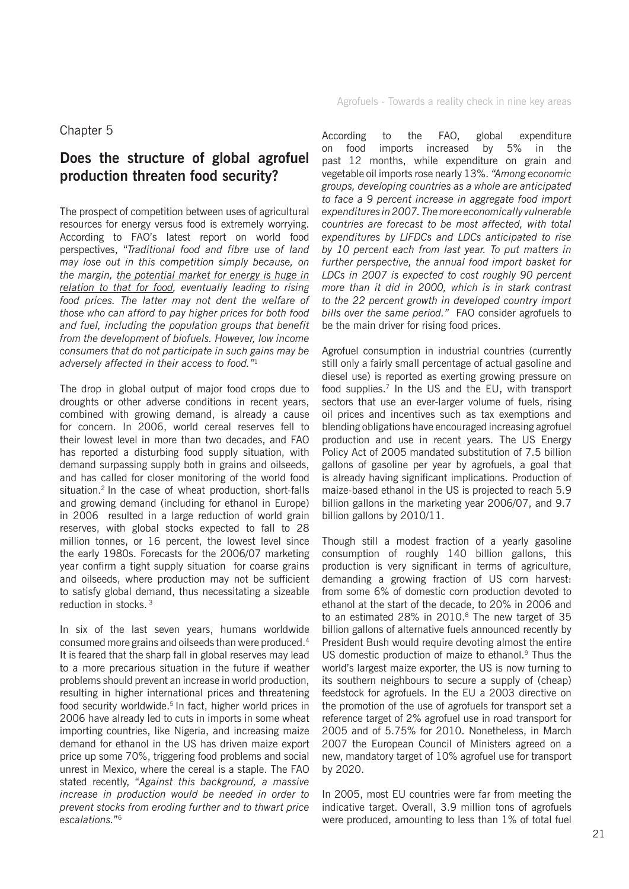Chapter 5

## Does the structure of global agrofuel production threaten food security?

The prospect of competition between uses of agricultural resources for energy versus food is extremely worrying. According to FAO's latest report on world food perspectives, "*Traditional food and fibre use of land may lose out in this competition simply because, on the margin, <u>the potential market for energy is huge in relation to that for food,</u> eventually leading to rising food prices. The latter may not dent the welfare of those who can afford to pay higher prices for both food and fuel, including the population groups that benefit from the development of biofuels. However, low income consumers that do not participate in such gains may be adversely affected in their access to food.*"[1]

The drop in global output of major food crops due to droughts or other adverse conditions in recent years, combined with growing demand, is already a cause for concern. In 2006, world cereal reserves fell to their lowest level in more than two decades, and FAO has reported a disturbing food supply situation, with demand surpassing supply both in grains and oilseeds, and has called for closer monitoring of the world food situation.[2] In the case of wheat production, short-falls and growing demand (including for ethanol in Europe) in 2006 resulted in a large reduction of world grain reserves, with global stocks expected to fall to 28 million tonnes, or 16 percent, the lowest level since the early 1980s. Forecasts for the 2006/07 marketing year confirm a tight supply situation for coarse grains and oilseeds, where production may not be sufficient to satisfy global demand, thus necessitating a sizeable reduction in stocks.[3]

In six of the last seven years, humans worldwide consumed more grains and oilseeds than were produced.[4] It is feared that the sharp fall in global reserves may lead to a more precarious situation in the future if weather problems should prevent an increase in world production, resulting in higher international prices and threatening food security worldwide.[5] In fact, higher world prices in 2006 have already led to cuts in imports in some wheat importing countries, like Nigeria, and increasing maize demand for ethanol in the US has driven maize export price up some 70%, triggering food problems and social unrest in Mexico, where the cereal is a staple. The FAO stated recently, "*Against this background, a massive increase in production would be needed in order to prevent stocks from eroding further and to thwart price escalations.*"[6]

According to the FAO, global expenditure on food imports increased by 5% in the past 12 months, while expenditure on grain and vegetable oil imports rose nearly 13%. *"Among economic groups, developing countries as a whole are anticipated to face a 9 percent increase in aggregate food import expenditures in 2007. The more economically vulnerable countries are forecast to be most affected, with total expenditures by LIFDCs and LDCs anticipated to rise by 10 percent each from last year. To put matters in further perspective, the annual food import basket for LDCs in 2007 is expected to cost roughly 90 percent more than it did in 2000, which is in stark contrast to the 22 percent growth in developed country import bills over the same period."* FAO consider agrofuels to be the main driver for rising food prices.

Agrofuel consumption in industrial countries (currently still only a fairly small percentage of actual gasoline and diesel use) is reported as exerting growing pressure on food supplies.[7] In the US and the EU, with transport sectors that use an ever-larger volume of fuels, rising oil prices and incentives such as tax exemptions and blending obligations have encouraged increasing agrofuel production and use in recent years. The US Energy Policy Act of 2005 mandated substitution of 7.5 billion gallons of gasoline per year by agrofuels, a goal that is already having significant implications. Production of maize-based ethanol in the US is projected to reach 5.9 billion gallons in the marketing year 2006/07, and 9.7 billion gallons by 2010/11.

Though still a modest fraction of a yearly gasoline consumption of roughly 140 billion gallons, this production is very significant in terms of agriculture, demanding a growing fraction of US corn harvest: from some 6% of domestic corn production devoted to ethanol at the start of the decade, to 20% in 2006 and to an estimated 28% in 2010.[8] The new target of 35 billion gallons of alternative fuels announced recently by President Bush would require devoting almost the entire US domestic production of maize to ethanol.[9] Thus the world's largest maize exporter, the US is now turning to its southern neighbours to secure a supply of (cheap) feedstock for agrofuels. In the EU a 2003 directive on the promotion of the use of agrofuels for transport set a reference target of 2% agrofuel use in road transport for 2005 and of 5.75% for 2010. Nonetheless, in March 2007 the European Council of Ministers agreed on a new, mandatory target of 10% agrofuel use for transport by 2020.

In 2005, most EU countries were far from meeting the indicative target. Overall, 3.9 million tons of agrofuels were produced, amounting to less than 1% of total fuel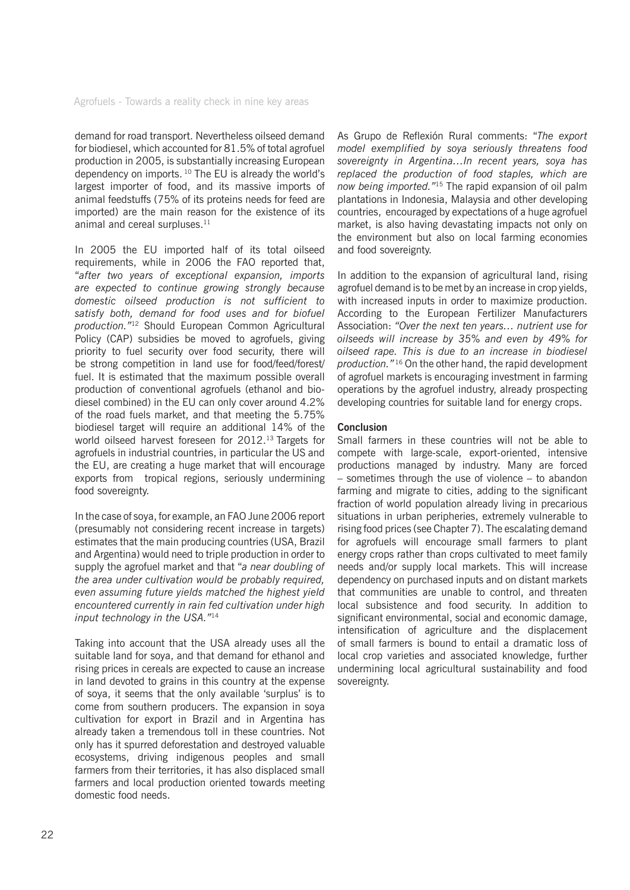demand for road transport. Nevertheless oilseed demand for biodiesel, which accounted for 81.5% of total agrofuel production in 2005, is substantially increasing European dependency on imports. [10] The EU is already the world's largest importer of food, and its massive imports of animal feedstuffs (75% of its proteins needs for feed are imported) are the main reason for the existence of its animal and cereal surpluses.[11]

In 2005 the EU imported half of its total oilseed requirements, while in 2006 the FAO reported that, "*after two years of exceptional expansion, imports are expected to continue growing strongly because domestic oilseed production is not sufficient to satisfy both, demand for food uses and for biofuel production.*"[12] Should European Common Agricultural Policy (CAP) subsidies be moved to agrofuels, giving priority to fuel security over food security, there will be strong competition in land use for food/feed/forest/fuel. It is estimated that the maximum possible overall production of conventional agrofuels (ethanol and biodiesel combined) in the EU can only cover around 4.2% of the road fuels market, and that meeting the 5.75% biodiesel target will require an additional 14% of the world oilseed harvest foreseen for 2012.[13] Targets for agrofuels in industrial countries, in particular the US and the EU, are creating a huge market that will encourage exports from tropical regions, seriously undermining food sovereignty.

In the case of soya, for example, an FAO June 2006 report (presumably not considering recent increase in targets) estimates that the main producing countries (USA, Brazil and Argentina) would need to triple production in order to supply the agrofuel market and that "*a near doubling of the area under cultivation would be probably required, even assuming future yields matched the highest yield encountered currently in rain fed cultivation under high input technology in the USA.*"[14]

Taking into account that the USA already uses all the suitable land for soya, and that demand for ethanol and rising prices in cereals are expected to cause an increase in land devoted to grains in this country at the expense of soya, it seems that the only available 'surplus' is to come from southern producers. The expansion in soya cultivation for export in Brazil and in Argentina has already taken a tremendous toll in these countries. Not only has it spurred deforestation and destroyed valuable ecosystems, driving indigenous peoples and small farmers from their territories, it has also displaced small farmers and local production oriented towards meeting domestic food needs.

As Grupo de Reflexión Rural comments: "*The export model exemplified by soya seriously threatens food sovereignty in Argentina…In recent years, soya has replaced the production of food staples, which are now being imported.*"[15] The rapid expansion of oil palm plantations in Indonesia, Malaysia and other developing countries, encouraged by expectations of a huge agrofuel market, is also having devastating impacts not only on the environment but also on local farming economies and food sovereignty.

In addition to the expansion of agricultural land, rising agrofuel demand is to be met by an increase in crop yields, with increased inputs in order to maximize production. According to the European Fertilizer Manufacturers Association: *"Over the next ten years… nutrient use for oilseeds will increase by 35% and even by 49% for oilseed rape. This is due to an increase in biodiesel production."* [16] On the other hand, the rapid development of agrofuel markets is encouraging investment in farming operations by the agrofuel industry, already prospecting developing countries for suitable land for energy crops.

**Conclusion**

Small farmers in these countries will not be able to compete with large-scale, export-oriented, intensive productions managed by industry. Many are forced – sometimes through the use of violence – to abandon farming and migrate to cities, adding to the significant fraction of world population already living in precarious situations in urban peripheries, extremely vulnerable to rising food prices (see Chapter 7). The escalating demand for agrofuels will encourage small farmers to plant energy crops rather than crops cultivated to meet family needs and/or supply local markets. This will increase dependency on purchased inputs and on distant markets that communities are unable to control, and threaten local subsistence and food security. In addition to significant environmental, social and economic damage, intensification of agriculture and the displacement of small farmers is bound to entail a dramatic loss of local crop varieties and associated knowledge, further undermining local agricultural sustainability and food sovereignty.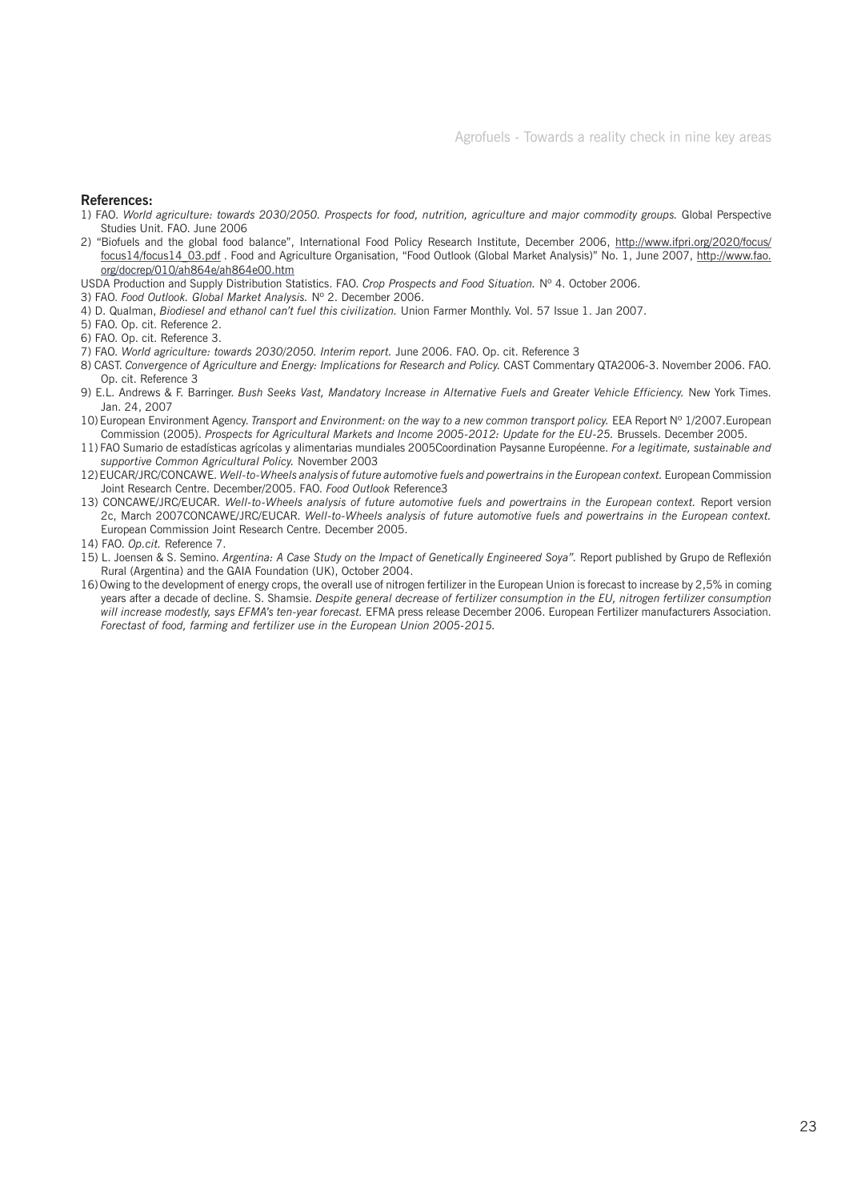**References:**

1) FAO. *World agriculture: towards 2030/2050. Prospects for food, nutrition, agriculture and major commodity groups.* Global Perspective Studies Unit. FAO. June 2006
2) "Biofuels and the global food balance", International Food Policy Research Institute, December 2006, http://www.ifpri.org/2020/focus/focus14/focus14_03.pdf . Food and Agriculture Organisation, "Food Outlook (Global Market Analysis)" No. 1, June 2007, http://www.fao.org/docrep/010/ah864e/ah864e00.htm

USDA Production and Supply Distribution Statistics. FAO. *Crop Prospects and Food Situation.* Nº 4. October 2006.

3) FAO. *Food Outlook. Global Market Analysis.* Nº 2. December 2006.
4) D. Qualman, *Biodiesel and ethanol can't fuel this civilization.* Union Farmer Monthly. Vol. 57 Issue 1. Jan 2007.
5) FAO. Op. cit. Reference 2.
6) FAO. Op. cit. Reference 3.
7) FAO. *World agriculture: towards 2030/2050. Interim report.* June 2006. FAO. Op. cit. Reference 3
8) CAST. *Convergence of Agriculture and Energy: Implications for Research and Policy.* CAST Commentary QTA2006-3. November 2006. FAO. Op. cit. Reference 3
9) E.L. Andrews & F. Barringer. *Bush Seeks Vast, Mandatory Increase in Alternative Fuels and Greater Vehicle Efficiency.* New York Times. Jan. 24, 2007
10) European Environment Agency. *Transport and Environment: on the way to a new common transport policy.* EEA Report Nº 1/2007.European Commission (2005). *Prospects for Agricultural Markets and Income 2005-2012: Update for the EU-25.* Brussels. December 2005.
11) FAO Sumario de estadísticas agrícolas y alimentarias mundiales 2005Coordination Paysanne Européenne. *For a legitimate, sustainable and supportive Common Agricultural Policy.* November 2003
12) EUCAR/JRC/CONCAWE. *Well-to-Wheels analysis of future automotive fuels and powertrains in the European context.* European Commission Joint Research Centre. December/2005. FAO. *Food Outlook* Reference3
13) CONCAWE/JRC/EUCAR. *Well-to-Wheels analysis of future automotive fuels and powertrains in the European context.* Report version 2c, March 2007CONCAWE/JRC/EUCAR. *Well-to-Wheels analysis of future automotive fuels and powertrains in the European context.* European Commission Joint Research Centre. December 2005.
14) FAO. *Op.cit.* Reference 7.
15) L. Joensen & S. Semino. *Argentina: A Case Study on the Impact of Genetically Engineered Soya".* Report published by Grupo de Reflexión Rural (Argentina) and the GAIA Foundation (UK), October 2004.
16) Owing to the development of energy crops, the overall use of nitrogen fertilizer in the European Union is forecast to increase by 2,5% in coming years after a decade of decline. S. Shamsie. *Despite general decrease of fertilizer consumption in the EU, nitrogen fertilizer consumption will increase modestly, says EFMA's ten-year forecast.* EFMA press release December 2006. European Fertilizer manufacturers Association. *Forectast of food, farming and fertilizer use in the European Union 2005-2015.*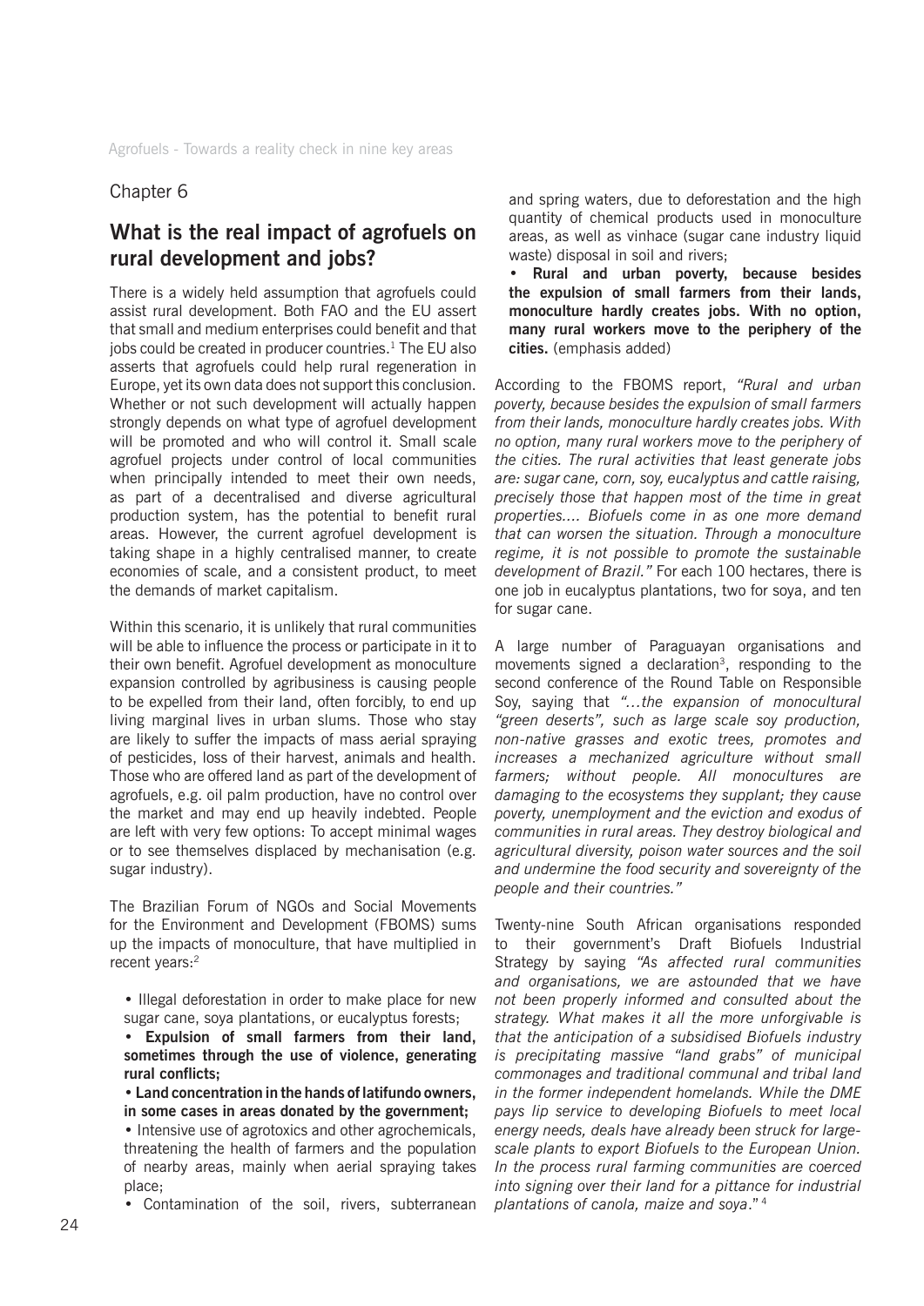Chapter 6

## What is the real impact of agrofuels on rural development and jobs?

There is a widely held assumption that agrofuels could assist rural development. Both FAO and the EU assert that small and medium enterprises could benefit and that jobs could be created in producer countries.[1] The EU also asserts that agrofuels could help rural regeneration in Europe, yet its own data does not support this conclusion. Whether or not such development will actually happen strongly depends on what type of agrofuel development will be promoted and who will control it. Small scale agrofuel projects under control of local communities when principally intended to meet their own needs, as part of a decentralised and diverse agricultural production system, has the potential to benefit rural areas. However, the current agrofuel development is taking shape in a highly centralised manner, to create economies of scale, and a consistent product, to meet the demands of market capitalism.

Within this scenario, it is unlikely that rural communities will be able to influence the process or participate in it to their own benefit. Agrofuel development as monoculture expansion controlled by agribusiness is causing people to be expelled from their land, often forcibly, to end up living marginal lives in urban slums. Those who stay are likely to suffer the impacts of mass aerial spraying of pesticides, loss of their harvest, animals and health. Those who are offered land as part of the development of agrofuels, e.g. oil palm production, have no control over the market and may end up heavily indebted. People are left with very few options: To accept minimal wages or to see themselves displaced by mechanisation (e.g. sugar industry).

The Brazilian Forum of NGOs and Social Movements for the Environment and Development (FBOMS) sums up the impacts of monoculture, that have multiplied in recent years:[2]

- Illegal deforestation in order to make place for new sugar cane, soya plantations, or eucalyptus forests;
- **Expulsion of small farmers from their land, sometimes through the use of violence, generating rural conflicts;**
- **Land concentration in the hands of latifundo owners, in some cases in areas donated by the government;**
- Intensive use of agrotoxics and other agrochemicals, threatening the health of farmers and the population of nearby areas, mainly when aerial spraying takes place;
- Contamination of the soil, rivers, subterranean and spring waters, due to deforestation and the high quantity of chemical products used in monoculture areas, as well as vinhace (sugar cane industry liquid waste) disposal in soil and rivers;
- **Rural and urban poverty, because besides the expulsion of small farmers from their lands, monoculture hardly creates jobs. With no option, many rural workers move to the periphery of the cities.** (emphasis added)

According to the FBOMS report, *"Rural and urban poverty, because besides the expulsion of small farmers from their lands, monoculture hardly creates jobs. With no option, many rural workers move to the periphery of the cities. The rural activities that least generate jobs are: sugar cane, corn, soy, eucalyptus and cattle raising, precisely those that happen most of the time in great properties.... Biofuels come in as one more demand that can worsen the situation. Through a monoculture regime, it is not possible to promote the sustainable development of Brazil."* For each 100 hectares, there is one job in eucalyptus plantations, two for soya, and ten for sugar cane.

A large number of Paraguayan organisations and movements signed a declaration[3], responding to the second conference of the Round Table on Responsible Soy, saying that *"…the expansion of monocultural "green deserts", such as large scale soy production, non-native grasses and exotic trees, promotes and increases a mechanized agriculture without small farmers; without people. All monocultures are damaging to the ecosystems they supplant; they cause poverty, unemployment and the eviction and exodus of communities in rural areas. They destroy biological and agricultural diversity, poison water sources and the soil and undermine the food security and sovereignty of the people and their countries."*

Twenty-nine South African organisations responded to their government's Draft Biofuels Industrial Strategy by saying *"As affected rural communities and organisations, we are astounded that we have not been properly informed and consulted about the strategy. What makes it all the more unforgivable is that the anticipation of a subsidised Biofuels industry is precipitating massive "land grabs" of municipal commonages and traditional communal and tribal land in the former independent homelands. While the DME pays lip service to developing Biofuels to meet local energy needs, deals have already been struck for large-scale plants to export Biofuels to the European Union. In the process rural farming communities are coerced into signing over their land for a pittance for industrial plantations of canola, maize and soya*."[4]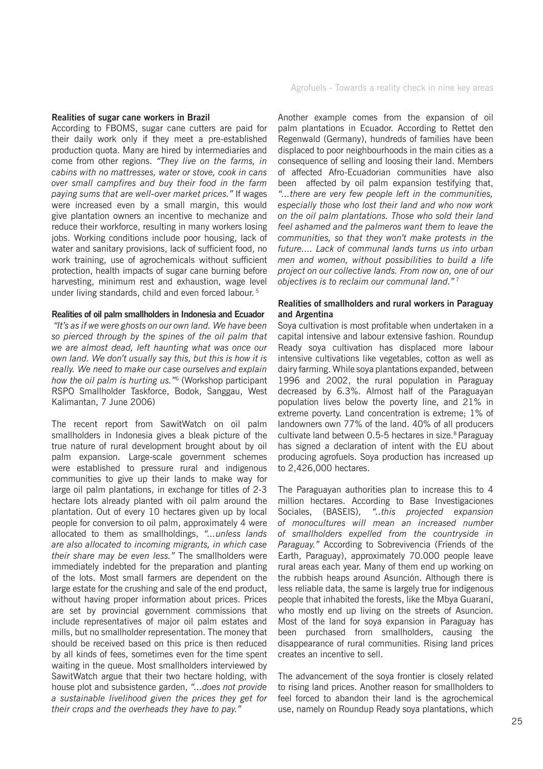**Realities of sugar cane workers in Brazil**

According to FBOMS, sugar cane cutters are paid for their daily work only if they meet a pre-established production quota. Many are hired by intermediaries and come from other regions. *"They live on the farms, in cabins with no mattresses, water or stove, cook in cans over small campfires and buy their food in the farm paying sums that are well-over market prices."* If wages were increased even by a small margin, this would give plantation owners an incentive to mechanize and reduce their workforce, resulting in many workers losing jobs. Working conditions include poor housing, lack of water and sanitary provisions, lack of sufficient food, no work training, use of agrochemicals without sufficient protection, health impacts of sugar cane burning before harvesting, minimum rest and exhaustion, wage level under living standards, child and even forced labour. [5]

**Realities of oil palm smallholders in Indonesia and Ecuador**

*"It's as if we were ghosts on our own land. We have been so pierced through by the spines of the oil palm that we are almost dead, left haunting what was once our own land. We don't usually say this, but this is how it is really. We need to make our case ourselves and explain how the oil palm is hurting us."*[6] (Workshop participant RSPO Smallholder Taskforce, Bodok, Sanggau, West Kalimantan, 7 June 2006)

The recent report from SawitWatch on oil palm smallholders in Indonesia gives a bleak picture of the true nature of rural development brought about by oil palm expansion. Large-scale government schemes were established to pressure rural and indigenous communities to give up their lands to make way for large oil palm plantations, in exchange for titles of 2-3 hectare lots already planted with oil palm around the plantation. Out of every 10 hectares given up by local people for conversion to oil palm, approximately 4 were allocated to them as smallholdings, *"...unless lands are also allocated to incoming migrants, in which case their share may be even less."* The smallholders were immediately indebted for the preparation and planting of the lots. Most small farmers are dependent on the large estate for the crushing and sale of the end product, without having proper information about prices. Prices are set by provincial government commissions that include representatives of major oil palm estates and mills, but no smallholder representation. The money that should be received based on this price is then reduced by all kinds of fees, sometimes even for the time spent waiting in the queue. Most smallholders interviewed by SawitWatch argue that their two hectare holding, with house plot and subsistence garden, *"...does not provide a sustainable livelihood given the prices they get for their crops and the overheads they have to pay."*

Another example comes from the expansion of oil palm plantations in Ecuador. According to Rettet den Regenwald (Germany), hundreds of families have been displaced to poor neighbourhoods in the main cities as a consequence of selling and loosing their land. Members of affected Afro-Ecuadorian communities have also been affected by oil palm expansion testifying that, *"...there are very few people left in the communities, especially those who lost their land and who now work on the oil palm plantations. Those who sold their land feel ashamed and the palmeros want them to leave the communities, so that they won't make protests in the future.... Lack of communal lands turns us into urban men and women, without possibilities to build a life project on our collective lands. From now on, one of our objectives is to reclaim our communal land."* [7]

**Realities of smallholders and rural workers in Paraguay and Argentina**

Soya cultivation is most profitable when undertaken in a capital intensive and labour extensive fashion. Roundup Ready soya cultivation has displaced more labour intensive cultivations like vegetables, cotton as well as dairy farming. While soya plantations expanded, between 1996 and 2002, the rural population in Paraguay decreased by 6.3%. Almost half of the Paraguayan population lives below the poverty line, and 21% in extreme poverty. Land concentration is extreme; 1% of landowners own 77% of the land. 40% of all producers cultivate land between 0.5-5 hectares in size.[8] Paraguay has signed a declaration of intent with the EU about producing agrofuels. Soya production has increased up to 2,426,000 hectares.

The Paraguayan authorities plan to increase this to 4 million hectares. According to Base Investigaciones Sociales, (BASEIS), *"..this projected expansion of monocultures will mean an increased number of smallholders expelled from the countryside in Paraguay."* According to Sobrevivencia (Friends of the Earth, Paraguay), approximately 70.000 people leave rural areas each year. Many of them end up working on the rubbish heaps around Asunción. Although there is less reliable data, the same is largely true for indigenous people that inhabited the forests, like the Mbya Guaraní, who mostly end up living on the streets of Asuncion. Most of the land for soya expansion in Paraguay has been purchased from smallholders, causing the disappearance of rural communities. Rising land prices creates an incentive to sell.

The advancement of the soya frontier is closely related to rising land prices. Another reason for smallholders to feel forced to abandon their land is the agrochemical use, namely on Roundup Ready soya plantations, which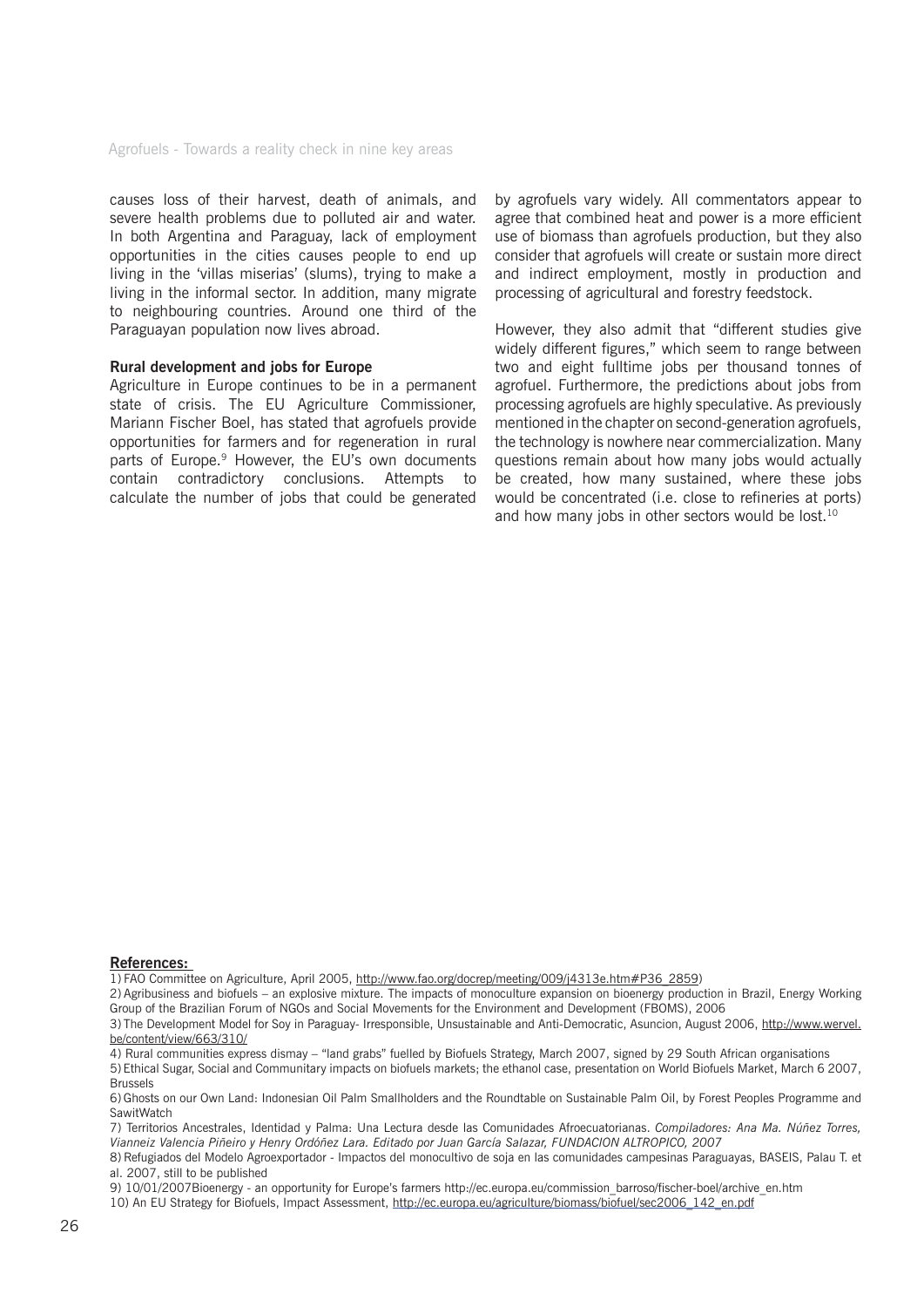causes loss of their harvest, death of animals, and severe health problems due to polluted air and water. In both Argentina and Paraguay, lack of employment opportunities in the cities causes people to end up living in the 'villas miserias' (slums), trying to make a living in the informal sector. In addition, many migrate to neighbouring countries. Around one third of the Paraguayan population now lives abroad.

**Rural development and jobs for Europe**

Agriculture in Europe continues to be in a permanent state of crisis. The EU Agriculture Commissioner, Mariann Fischer Boel, has stated that agrofuels provide opportunities for farmers and for regeneration in rural parts of Europe.[9] However, the EU's own documents contain contradictory conclusions. Attempts to calculate the number of jobs that could be generated by agrofuels vary widely. All commentators appear to agree that combined heat and power is a more efficient use of biomass than agrofuels production, but they also consider that agrofuels will create or sustain more direct and indirect employment, mostly in production and processing of agricultural and forestry feedstock.

However, they also admit that "different studies give widely different figures," which seem to range between two and eight fulltime jobs per thousand tonnes of agrofuel. Furthermore, the predictions about jobs from processing agrofuels are highly speculative. As previously mentioned in the chapter on second-generation agrofuels, the technology is nowhere near commercialization. Many questions remain about how many jobs would actually be created, how many sustained, where these jobs would be concentrated (i.e. close to refineries at ports) and how many jobs in other sectors would be lost.[10]

**References:**

1) FAO Committee on Agriculture, April 2005, http://www.fao.org/docrep/meeting/009/j4313e.htm#P36_2859)

2) Agribusiness and biofuels – an explosive mixture. The impacts of monoculture expansion on bioenergy production in Brazil, Energy Working Group of the Brazilian Forum of NGOs and Social Movements for the Environment and Development (FBOMS), 2006

3) The Development Model for Soy in Paraguay- Irresponsible, Unsustainable and Anti-Democratic, Asuncion, August 2006, http://www.wervel.be/content/view/663/310/

4) Rural communities express dismay – "land grabs" fuelled by Biofuels Strategy, March 2007, signed by 29 South African organisations

5) Ethical Sugar, Social and Communitary impacts on biofuels markets; the ethanol case, presentation on World Biofuels Market, March 6 2007, Brussels

6) Ghosts on our Own Land: Indonesian Oil Palm Smallholders and the Roundtable on Sustainable Palm Oil, by Forest Peoples Programme and SawitWatch

7) Territorios Ancestrales, Identidad y Palma: Una Lectura desde las Comunidades Afroecuatorianas. *Compiladores: Ana Ma. Núñez Torres, Vianneiz Valencia Piñeiro y Henry Ordóñez Lara. Editado por Juan García Salazar, FUNDACION ALTROPICO, 2007*

8) Refugiados del Modelo Agroexportador - Impactos del monocultivo de soja en las comunidades campesinas Paraguayas, BASEIS, Palau T. et al. 2007, still to be published

9) 10/01/2007Bioenergy - an opportunity for Europe's farmers http://ec.europa.eu/commission_barroso/fischer-boel/archive_en.htm

10) An EU Strategy for Biofuels, Impact Assessment, http://ec.europa.eu/agriculture/biomass/biofuel/sec2006_142_en.pdf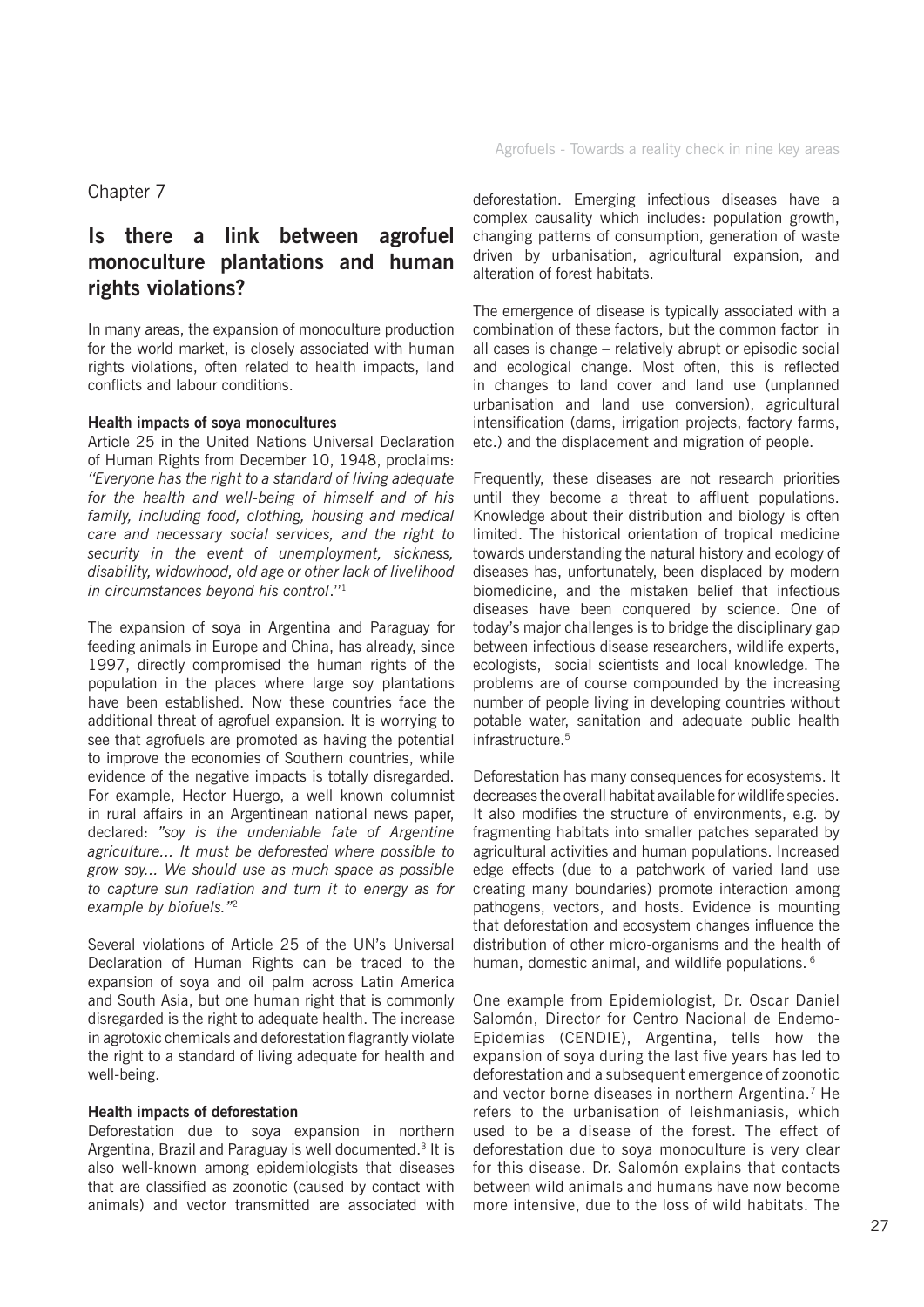Chapter 7

## Is there a link between agrofuel monoculture plantations and human rights violations?

In many areas, the expansion of monoculture production for the world market, is closely associated with human rights violations, often related to health impacts, land conflicts and labour conditions.

**Health impacts of soya monocultures**

Article 25 in the United Nations Universal Declaration of Human Rights from December 10, 1948, proclaims: *"Everyone has the right to a standard of living adequate for the health and well-being of himself and of his family, including food, clothing, housing and medical care and necessary social services, and the right to security in the event of unemployment, sickness, disability, widowhood, old age or other lack of livelihood in circumstances beyond his control*."[1]

The expansion of soya in Argentina and Paraguay for feeding animals in Europe and China, has already, since 1997, directly compromised the human rights of the population in the places where large soy plantations have been established. Now these countries face the additional threat of agrofuel expansion. It is worrying to see that agrofuels are promoted as having the potential to improve the economies of Southern countries, while evidence of the negative impacts is totally disregarded. For example, Hector Huergo, a well known columnist in rural affairs in an Argentinean national news paper, declared: *"soy is the undeniable fate of Argentine agriculture... It must be deforested where possible to grow soy... We should use as much space as possible to capture sun radiation and turn it to energy as for example by biofuels."*[2]

Several violations of Article 25 of the UN's Universal Declaration of Human Rights can be traced to the expansion of soya and oil palm across Latin America and South Asia, but one human right that is commonly disregarded is the right to adequate health. The increase in agrotoxic chemicals and deforestation flagrantly violate the right to a standard of living adequate for health and well-being.

**Health impacts of deforestation**

Deforestation due to soya expansion in northern Argentina, Brazil and Paraguay is well documented.[3] It is also well-known among epidemiologists that diseases that are classified as zoonotic (caused by contact with animals) and vector transmitted are associated with deforestation. Emerging infectious diseases have a complex causality which includes: population growth, changing patterns of consumption, generation of waste driven by urbanisation, agricultural expansion, and alteration of forest habitats.

The emergence of disease is typically associated with a combination of these factors, but the common factor in all cases is change – relatively abrupt or episodic social and ecological change. Most often, this is reflected in changes to land cover and land use (unplanned urbanisation and land use conversion), agricultural intensification (dams, irrigation projects, factory farms, etc.) and the displacement and migration of people.

Frequently, these diseases are not research priorities until they become a threat to affluent populations. Knowledge about their distribution and biology is often limited. The historical orientation of tropical medicine towards understanding the natural history and ecology of diseases has, unfortunately, been displaced by modern biomedicine, and the mistaken belief that infectious diseases have been conquered by science. One of today's major challenges is to bridge the disciplinary gap between infectious disease researchers, wildlife experts, ecologists, social scientists and local knowledge. The problems are of course compounded by the increasing number of people living in developing countries without potable water, sanitation and adequate public health infrastructure.[5]

Deforestation has many consequences for ecosystems. It decreases the overall habitat available for wildlife species. It also modifies the structure of environments, e.g. by fragmenting habitats into smaller patches separated by agricultural activities and human populations. Increased edge effects (due to a patchwork of varied land use creating many boundaries) promote interaction among pathogens, vectors, and hosts. Evidence is mounting that deforestation and ecosystem changes influence the distribution of other micro-organisms and the health of human, domestic animal, and wildlife populations.[6]

One example from Epidemiologist, Dr. Oscar Daniel Salomón, Director for Centro Nacional de Endemo-Epidemias (CENDIE), Argentina, tells how the expansion of soya during the last five years has led to deforestation and a subsequent emergence of zoonotic and vector borne diseases in northern Argentina.[7] He refers to the urbanisation of leishmaniasis, which used to be a disease of the forest. The effect of deforestation due to soya monoculture is very clear for this disease. Dr. Salomón explains that contacts between wild animals and humans have now become more intensive, due to the loss of wild habitats. The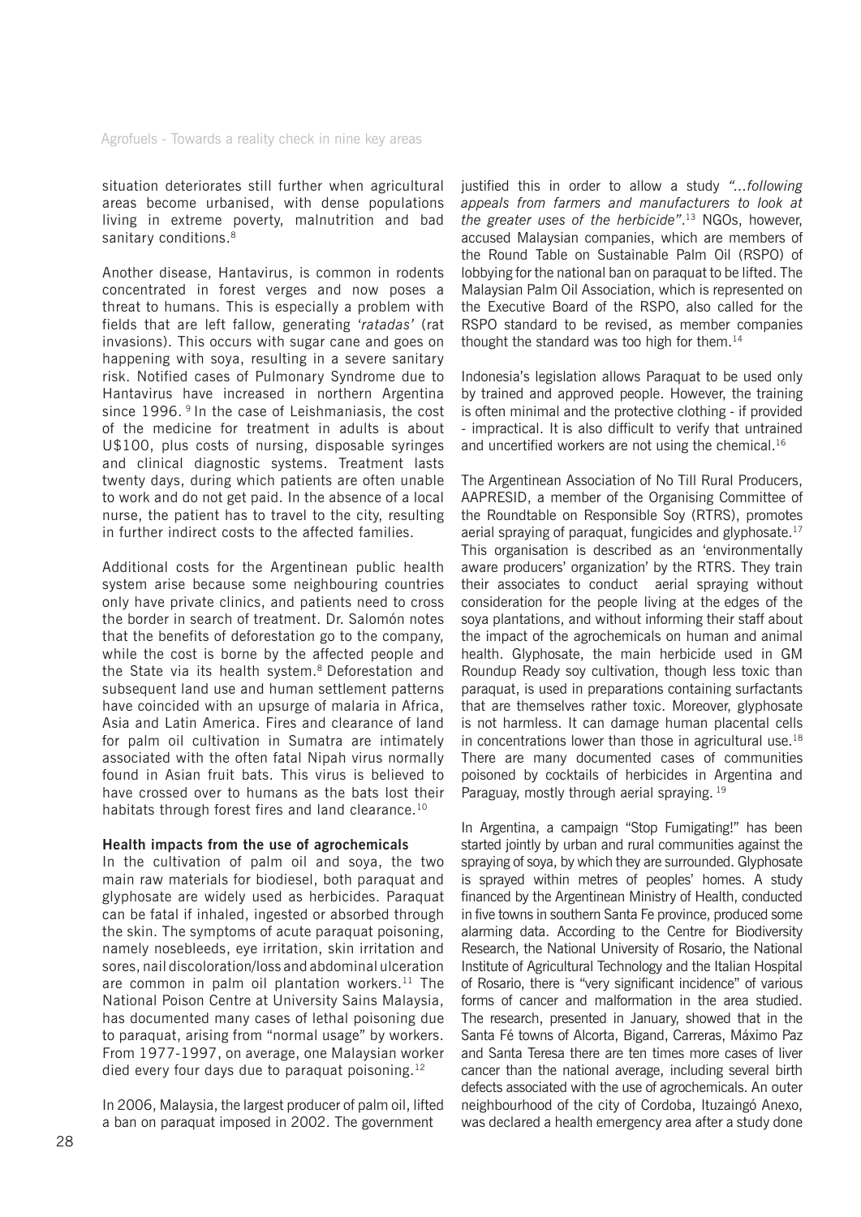situation deteriorates still further when agricultural areas become urbanised, with dense populations living in extreme poverty, malnutrition and bad sanitary conditions.[8]

Another disease, Hantavirus, is common in rodents concentrated in forest verges and now poses a threat to humans. This is especially a problem with fields that are left fallow, generating '*ratadas'* (rat invasions). This occurs with sugar cane and goes on happening with soya, resulting in a severe sanitary risk. Notified cases of Pulmonary Syndrome due to Hantavirus have increased in northern Argentina since 1996. [9] In the case of Leishmaniasis, the cost of the medicine for treatment in adults is about U$100, plus costs of nursing, disposable syringes and clinical diagnostic systems. Treatment lasts twenty days, during which patients are often unable to work and do not get paid. In the absence of a local nurse, the patient has to travel to the city, resulting in further indirect costs to the affected families.

Additional costs for the Argentinean public health system arise because some neighbouring countries only have private clinics, and patients need to cross the border in search of treatment. Dr. Salomón notes that the benefits of deforestation go to the company, while the cost is borne by the affected people and the State via its health system.[8] Deforestation and subsequent land use and human settlement patterns have coincided with an upsurge of malaria in Africa, Asia and Latin America. Fires and clearance of land for palm oil cultivation in Sumatra are intimately associated with the often fatal Nipah virus normally found in Asian fruit bats. This virus is believed to have crossed over to humans as the bats lost their habitats through forest fires and land clearance.[10]

**Health impacts from the use of agrochemicals**

In the cultivation of palm oil and soya, the two main raw materials for biodiesel, both paraquat and glyphosate are widely used as herbicides. Paraquat can be fatal if inhaled, ingested or absorbed through the skin. The symptoms of acute paraquat poisoning, namely nosebleeds, eye irritation, skin irritation and sores, nail discoloration/loss and abdominal ulceration are common in palm oil plantation workers.[11] The National Poison Centre at University Sains Malaysia, has documented many cases of lethal poisoning due to paraquat, arising from "normal usage" by workers. From 1977-1997, on average, one Malaysian worker died every four days due to paraquat poisoning.[12]

In 2006, Malaysia, the largest producer of palm oil, lifted a ban on paraquat imposed in 2002. The government justified this in order to allow a study *"...following appeals from farmers and manufacturers to look at the greater uses of the herbicide"*.[13] NGOs, however, accused Malaysian companies, which are members of the Round Table on Sustainable Palm Oil (RSPO) of lobbying for the national ban on paraquat to be lifted. The Malaysian Palm Oil Association, which is represented on the Executive Board of the RSPO, also called for the RSPO standard to be revised, as member companies thought the standard was too high for them.[14]

Indonesia's legislation allows Paraquat to be used only by trained and approved people. However, the training is often minimal and the protective clothing - if provided - impractical. It is also difficult to verify that untrained and uncertified workers are not using the chemical.[16]

The Argentinean Association of No Till Rural Producers, AAPRESID, a member of the Organising Committee of the Roundtable on Responsible Soy (RTRS), promotes aerial spraying of paraquat, fungicides and glyphosate.[17] This organisation is described as an 'environmentally aware producers' organization' by the RTRS. They train their associates to conduct aerial spraying without consideration for the people living at the edges of the soya plantations, and without informing their staff about the impact of the agrochemicals on human and animal health. Glyphosate, the main herbicide used in GM Roundup Ready soy cultivation, though less toxic than paraquat, is used in preparations containing surfactants that are themselves rather toxic. Moreover, glyphosate is not harmless. It can damage human placental cells in concentrations lower than those in agricultural use.[18] There are many documented cases of communities poisoned by cocktails of herbicides in Argentina and Paraguay, mostly through aerial spraying. [19]

In Argentina, a campaign "Stop Fumigating!" has been started jointly by urban and rural communities against the spraying of soya, by which they are surrounded. Glyphosate is sprayed within metres of peoples' homes. A study financed by the Argentinean Ministry of Health, conducted in five towns in southern Santa Fe province, produced some alarming data. According to the Centre for Biodiversity Research, the National University of Rosario, the National Institute of Agricultural Technology and the Italian Hospital of Rosario, there is "very significant incidence" of various forms of cancer and malformation in the area studied. The research, presented in January, showed that in the Santa Fé towns of Alcorta, Bigand, Carreras, Máximo Paz and Santa Teresa there are ten times more cases of liver cancer than the national average, including several birth defects associated with the use of agrochemicals. An outer neighbourhood of the city of Cordoba, Ituzaingó Anexo, was declared a health emergency area after a study done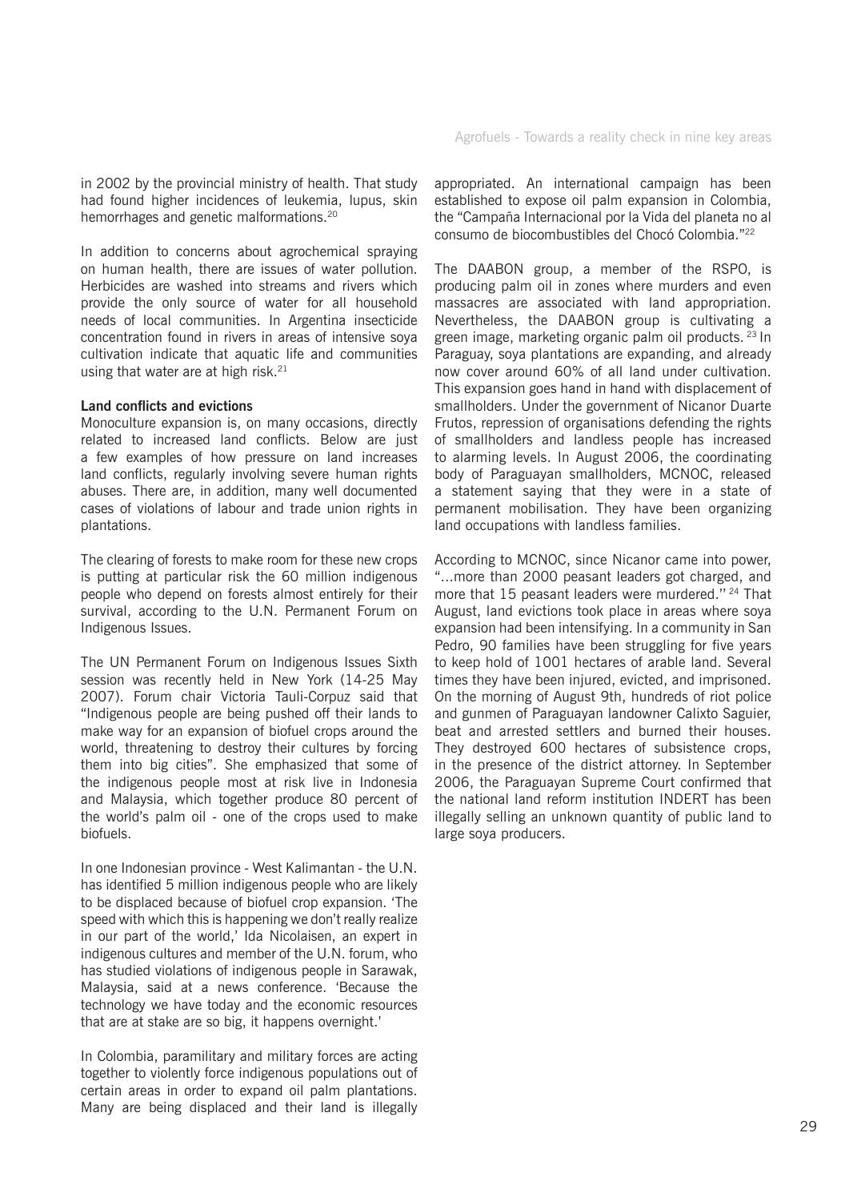in 2002 by the provincial ministry of health. That study had found higher incidences of leukemia, lupus, skin hemorrhages and genetic malformations.[20]

In addition to concerns about agrochemical spraying on human health, there are issues of water pollution. Herbicides are washed into streams and rivers which provide the only source of water for all household needs of local communities. In Argentina insecticide concentration found in rivers in areas of intensive soya cultivation indicate that aquatic life and communities using that water are at high risk.[21]

**Land conflicts and evictions**

Monoculture expansion is, on many occasions, directly related to increased land conflicts. Below are just a few examples of how pressure on land increases land conflicts, regularly involving severe human rights abuses. There are, in addition, many well documented cases of violations of labour and trade union rights in plantations.

The clearing of forests to make room for these new crops is putting at particular risk the 60 million indigenous people who depend on forests almost entirely for their survival, according to the U.N. Permanent Forum on Indigenous Issues.

The UN Permanent Forum on Indigenous Issues Sixth session was recently held in New York (14-25 May 2007). Forum chair Victoria Tauli-Corpuz said that "Indigenous people are being pushed off their lands to make way for an expansion of biofuel crops around the world, threatening to destroy their cultures by forcing them into big cities". She emphasized that some of the indigenous people most at risk live in Indonesia and Malaysia, which together produce 80 percent of the world's palm oil - one of the crops used to make biofuels.

In one Indonesian province - West Kalimantan - the U.N. has identified 5 million indigenous people who are likely to be displaced because of biofuel crop expansion. 'The speed with which this is happening we don't really realize in our part of the world,' Ida Nicolaisen, an expert in indigenous cultures and member of the U.N. forum, who has studied violations of indigenous people in Sarawak, Malaysia, said at a news conference. 'Because the technology we have today and the economic resources that are at stake are so big, it happens overnight.'

In Colombia, paramilitary and military forces are acting together to violently force indigenous populations out of certain areas in order to expand oil palm plantations. Many are being displaced and their land is illegally appropriated. An international campaign has been established to expose oil palm expansion in Colombia, the "Campaña Internacional por la Vida del planeta no al consumo de biocombustibles del Chocó Colombia."[22]

The DAABON group, a member of the RSPO, is producing palm oil in zones where murders and even massacres are associated with land appropriation. Nevertheless, the DAABON group is cultivating a green image, marketing organic palm oil products. [23] In Paraguay, soya plantations are expanding, and already now cover around 60% of all land under cultivation. This expansion goes hand in hand with displacement of smallholders. Under the government of Nicanor Duarte Frutos, repression of organisations defending the rights of smallholders and landless people has increased to alarming levels. In August 2006, the coordinating body of Paraguayan smallholders, MCNOC, released a statement saying that they were in a state of permanent mobilisation. They have been organizing land occupations with landless families.

According to MCNOC, since Nicanor came into power, "...more than 2000 peasant leaders got charged, and more that 15 peasant leaders were murdered." [24] That August, land evictions took place in areas where soya expansion had been intensifying. In a community in San Pedro, 90 families have been struggling for five years to keep hold of 1001 hectares of arable land. Several times they have been injured, evicted, and imprisoned. On the morning of August 9th, hundreds of riot police and gunmen of Paraguayan landowner Calixto Saguier, beat and arrested settlers and burned their houses. They destroyed 600 hectares of subsistence crops, in the presence of the district attorney. In September 2006, the Paraguayan Supreme Court confirmed that the national land reform institution INDERT has been illegally selling an unknown quantity of public land to large soya producers.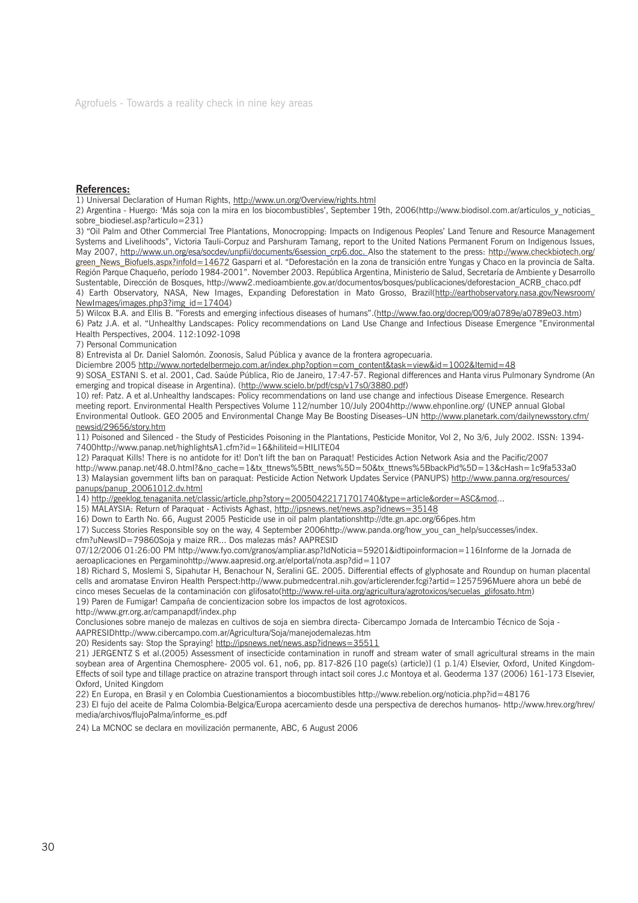## References:

1) Universal Declaration of Human Rights, http://www.un.org/Overview/rights.html

2) Argentina - Huergo: 'Más soja con la mira en los biocombustibles', September 19th, 2006(http://www.biodisol.com.ar/articulos_y_noticias_sobre_biodiesel.asp?articulo=231)

3) "Oil Palm and Other Commercial Tree Plantations, Monocropping: Impacts on Indigenous Peoples' Land Tenure and Resource Management Systems and Livelihoods", Victoria Tauli-Corpuz and Parshuram Tamang, report to the United Nations Permanent Forum on Indigenous Issues, May 2007, http://www.un.org/esa/socdev/unpfii/documents/6session_crp6.doc. Also the statement to the press: http://www.checkbiotech.org/green_News_Biofuels.aspx?infoId=14672 Gasparri et al. "Deforestación en la zona de transición entre Yungas y Chaco en la provincia de Salta. Región Parque Chaqueño, período 1984-2001". November 2003. República Argentina, Ministerio de Salud, Secretaría de Ambiente y Desarrollo Sustentable, Dirección de Bosques, http://www2.medioambiente.gov.ar/documentos/bosques/publicaciones/deforestacion_ACRB_chaco.pdf

4) Earth Observatory, NASA, New Images, Expanding Deforestation in Mato Grosso, Brazil(http://earthobservatory.nasa.gov/Newsroom/NewImages/images.php3?img_id=17404)

5) Wilcox B.A. and Ellis B. "Forests and emerging infectious diseases of humans".(http://www.fao.org/docrep/009/a0789e/a0789e03.htm)

6) Patz J.A. et al. "Unhealthy Landscapes: Policy recommendations on Land Use Change and Infectious Disease Emergence "Environmental Health Perspectives, 2004. 112:1092-1098

7) Personal Communication

8) Entrevista al Dr. Daniel Salomón. Zoonosis, Salud Pública y avance de la frontera agropecuaria. Diciembre 2005 http://www.nortedelbermejo.com.ar/index.php?option=com_content&task=view&id=1002&Itemid=48

9) SOSA_ESTANI S. et al. 2001, Cad. Saúde Pública, Rio de Janeiro, 17:47-57. Regional differences and Hanta virus Pulmonary Syndrome (An emerging and tropical disease in Argentina). (http://www.scielo.br/pdf/csp/v17s0/3880.pdf)

10) ref: Patz. A et al.Unhealthy landscapes: Policy recommendations on land use change and infectious Disease Emergence. Research meeting report. Environmental Health Perspectives Volume 112/number 10/July 2004http://www.ehponline.org/ (UNEP annual Global Environmental Outlook. GEO 2005 and Environmental Change May Be Boosting Diseases–UN http://www.planetark.com/dailynewsstory.cfm/newsid/29656/story.htm

11) Poisoned and Silenced - the Study of Pesticides Poisoning in the Plantations, Pesticide Monitor, Vol 2, No 3/6, July 2002. ISSN: 1394-7400http://www.panap.net/highlightsA1.cfm?id=16&hiliteid=HILITE04

12) Paraquat Kills! There is no antidote for it! Don't lift the ban on Paraquat! Pesticides Action Network Asia and the Pacific/2007 http://www.panap.net/48.0.html?&no_cache=1&tx_ttnews%5Btt_news%5D=50&tx_ttnews%5BbackPid%5D=13&cHash=1c9fa533a0

13) Malaysian government lifts ban on paraquat: Pesticide Action Network Updates Service (PANUPS) http://www.panna.org/resources/panups/panup_20061012.dv.html

14) http://geeklog.tenaganita.net/classic/article.php?story=20050422171701740&type=article&order=ASC&mod...

15) MALAYSIA: Return of Paraquat - Activists Aghast, http://ipsnews.net/news.asp?idnews=35148

16) Down to Earth No. 66, August 2005 Pesticide use in oil palm plantationshttp://dte.gn.apc.org/66pes.htm

17) Success Stories Responsible soy on the way, 4 September 2006http://www.panda.org/how_you_can_help/successes/index.cfm?uNewsID=79860Soja y maize RR... Dos malezas más? AAPRESID
07/12/2006 01:26:00 PM http://www.fyo.com/granos/ampliar.asp?IdNoticia=59201&idtipoinformacion=116Informe de la Jornada de aeroaplicaciones en Pergaminohttp://www.aapresid.org.ar/elportal/nota.asp?did=1107

18) Richard S, Moslemi S, Sipahutar H, Benachour N, Seralini GE. 2005. Differential effects of glyphosate and Roundup on human placental cells and aromatase Environ Health Perspect:http://www.pubmedcentral.nih.gov/articlerender.fcgi?artid=1257596Muere ahora un bebé de cinco meses Secuelas de la contaminación con glifosato(http://www.rel-uita.org/agricultura/agrotoxicos/secuelas_glifosato.htm)

19) Paren de Fumigar! Campaña de concientizacion sobre los impactos de lost agrotoxicos.
http://www.grr.org.ar/campanapdf/index.php
Conclusiones sobre manejo de malezas en cultivos de soja en siembra directa- Cibercampo Jornada de Intercambio Técnico de Soja - AAPRESIDhttp://www.cibercampo.com.ar/Agricultura/Soja/manejodemalezas.htm

20) Residents say: Stop the Spraying! http://ipsnews.net/news.asp?idnews=35511

21) JERGENTZ S et al.(2005) Assessment of insecticide contamination in runoff and stream water of small agricultural streams in the main soybean area of Argentina Chemosphere- 2005 vol. 61, no6, pp. 817-826 [10 page(s) (article)] (1 p.1/4) Elsevier, Oxford, United Kingdom- Effects of soil type and tillage practice on atrazine transport through intact soil cores J.c Montoya et al. Geoderma 137 (2006) 161-173 Elsevier, Oxford, United Kingdom

22) En Europa, en Brasil y en Colombia Cuestionamientos a biocombustibles http://www.rebelion.org/noticia.php?id=48176

23) El fujo del aceite de Palma Colombia-Belgica/Europa acercamiento desde una perspectiva de derechos humanos- http://www.hrev.org/hrev/media/archivos/flujoPalma/informe_es.pdf

24) La MCNOC se declara en movilización permanente, ABC, 6 August 2006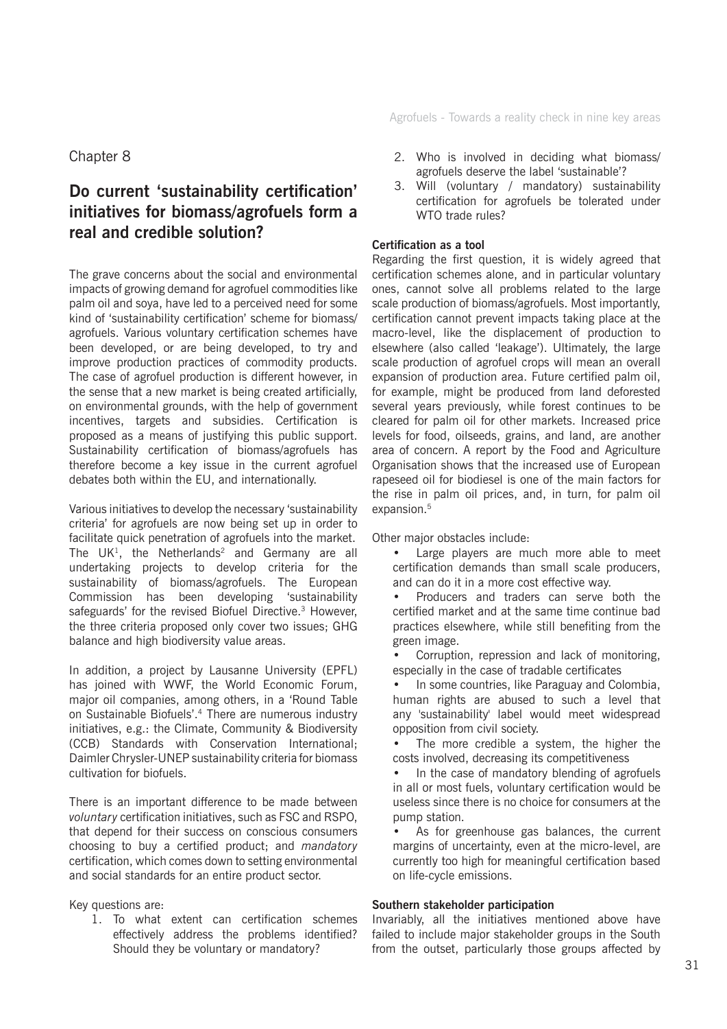Chapter 8

## Do current 'sustainability certification' initiatives for biomass/agrofuels form a real and credible solution?

The grave concerns about the social and environmental impacts of growing demand for agrofuel commodities like palm oil and soya, have led to a perceived need for some kind of 'sustainability certification' scheme for biomass/agrofuels. Various voluntary certification schemes have been developed, or are being developed, to try and improve production practices of commodity products. The case of agrofuel production is different however, in the sense that a new market is being created artificially, on environmental grounds, with the help of government incentives, targets and subsidies. Certification is proposed as a means of justifying this public support. Sustainability certification of biomass/agrofuels has therefore become a key issue in the current agrofuel debates both within the EU, and internationally.

Various initiatives to develop the necessary 'sustainability criteria' for agrofuels are now being set up in order to facilitate quick penetration of agrofuels into the market. The UK[1], the Netherlands[2] and Germany are all undertaking projects to develop criteria for the sustainability of biomass/agrofuels. The European Commission has been developing 'sustainability safeguards' for the revised Biofuel Directive.[3] However, the three criteria proposed only cover two issues; GHG balance and high biodiversity value areas.

In addition, a project by Lausanne University (EPFL) has joined with WWF, the World Economic Forum, major oil companies, among others, in a 'Round Table on Sustainable Biofuels'.[4] There are numerous industry initiatives, e.g.: the Climate, Community & Biodiversity (CCB) Standards with Conservation International; Daimler Chrysler-UNEP sustainability criteria for biomass cultivation for biofuels.

There is an important difference to be made between *voluntary* certification initiatives, such as FSC and RSPO, that depend for their success on conscious consumers choosing to buy a certified product; and *mandatory* certification, which comes down to setting environmental and social standards for an entire product sector.

Key questions are:

1. To what extent can certification schemes effectively address the problems identified? Should they be voluntary or mandatory?
2. Who is involved in deciding what biomass/agrofuels deserve the label 'sustainable'?
3. Will (voluntary / mandatory) sustainability certification for agrofuels be tolerated under WTO trade rules?

**Certification as a tool**

Regarding the first question, it is widely agreed that certification schemes alone, and in particular voluntary ones, cannot solve all problems related to the large scale production of biomass/agrofuels. Most importantly, certification cannot prevent impacts taking place at the macro-level, like the displacement of production to elsewhere (also called 'leakage'). Ultimately, the large scale production of agrofuel crops will mean an overall expansion of production area. Future certified palm oil, for example, might be produced from land deforested several years previously, while forest continues to be cleared for palm oil for other markets. Increased price levels for food, oilseeds, grains, and land, are another area of concern. A report by the Food and Agriculture Organisation shows that the increased use of European rapeseed oil for biodiesel is one of the main factors for the rise in palm oil prices, and, in turn, for palm oil expansion.[5]

Other major obstacles include:

- Large players are much more able to meet certification demands than small scale producers, and can do it in a more cost effective way.
- Producers and traders can serve both the certified market and at the same time continue bad practices elsewhere, while still benefiting from the green image.
- Corruption, repression and lack of monitoring, especially in the case of tradable certificates
- In some countries, like Paraguay and Colombia, human rights are abused to such a level that any 'sustainability' label would meet widespread opposition from civil society.
- The more credible a system, the higher the costs involved, decreasing its competitiveness
- In the case of mandatory blending of agrofuels in all or most fuels, voluntary certification would be useless since there is no choice for consumers at the pump station.
- As for greenhouse gas balances, the current margins of uncertainty, even at the micro-level, are currently too high for meaningful certification based on life-cycle emissions.

**Southern stakeholder participation**

Invariably, all the initiatives mentioned above have failed to include major stakeholder groups in the South from the outset, particularly those groups affected by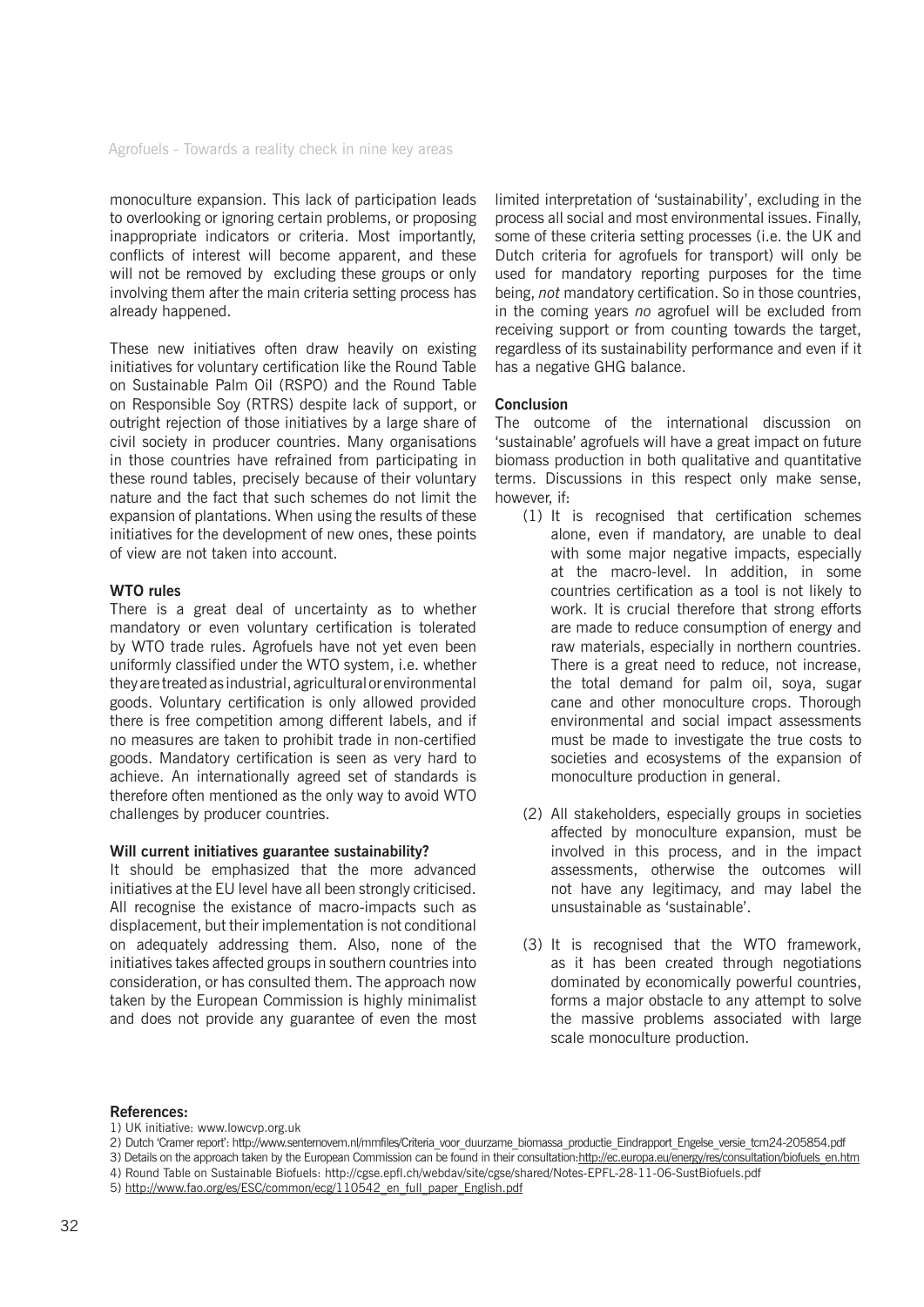monoculture expansion. This lack of participation leads to overlooking or ignoring certain problems, or proposing inappropriate indicators or criteria. Most importantly, conflicts of interest will become apparent, and these will not be removed by excluding these groups or only involving them after the main criteria setting process has already happened.

These new initiatives often draw heavily on existing initiatives for voluntary certification like the Round Table on Sustainable Palm Oil (RSPO) and the Round Table on Responsible Soy (RTRS) despite lack of support, or outright rejection of those initiatives by a large share of civil society in producer countries. Many organisations in those countries have refrained from participating in these round tables, precisely because of their voluntary nature and the fact that such schemes do not limit the expansion of plantations. When using the results of these initiatives for the development of new ones, these points of view are not taken into account.

**WTO rules**

There is a great deal of uncertainty as to whether mandatory or even voluntary certification is tolerated by WTO trade rules. Agrofuels have not yet even been uniformly classified under the WTO system, i.e. whether they are treated as industrial, agricultural or environmental goods. Voluntary certification is only allowed provided there is free competition among different labels, and if no measures are taken to prohibit trade in non-certified goods. Mandatory certification is seen as very hard to achieve. An internationally agreed set of standards is therefore often mentioned as the only way to avoid WTO challenges by producer countries.

**Will current initiatives guarantee sustainability?**

It should be emphasized that the more advanced initiatives at the EU level have all been strongly criticised. All recognise the existance of macro-impacts such as displacement, but their implementation is not conditional on adequately addressing them. Also, none of the initiatives takes affected groups in southern countries into consideration, or has consulted them. The approach now taken by the European Commission is highly minimalist and does not provide any guarantee of even the most limited interpretation of 'sustainability', excluding in the process all social and most environmental issues. Finally, some of these criteria setting processes (i.e. the UK and Dutch criteria for agrofuels for transport) will only be used for mandatory reporting purposes for the time being, *not* mandatory certification. So in those countries, in the coming years *no* agrofuel will be excluded from receiving support or from counting towards the target, regardless of its sustainability performance and even if it has a negative GHG balance.

**Conclusion**

The outcome of the international discussion on 'sustainable' agrofuels will have a great impact on future biomass production in both qualitative and quantitative terms. Discussions in this respect only make sense, however, if:

(1) It is recognised that certification schemes alone, even if mandatory, are unable to deal with some major negative impacts, especially at the macro-level. In addition, in some countries certification as a tool is not likely to work. It is crucial therefore that strong efforts are made to reduce consumption of energy and raw materials, especially in northern countries. There is a great need to reduce, not increase, the total demand for palm oil, soya, sugar cane and other monoculture crops. Thorough environmental and social impact assessments must be made to investigate the true costs to societies and ecosystems of the expansion of monoculture production in general.

(2) All stakeholders, especially groups in societies affected by monoculture expansion, must be involved in this process, and in the impact assessments, otherwise the outcomes will not have any legitimacy, and may label the unsustainable as 'sustainable'.

(3) It is recognised that the WTO framework, as it has been created through negotiations dominated by economically powerful countries, forms a major obstacle to any attempt to solve the massive problems associated with large scale monoculture production.

**References:**

1) UK initiative: www.lowcvp.org.uk

2) Dutch 'Cramer report': http://www.senternovem.nl/mmfiles/Criteria_voor_duurzame_biomassa_productie_Eindrapport_Engelse_versie_tcm24-205854.pdf

3) Details on the approach taken by the European Commission can be found in their consultation: http://ec.europa.eu/energy/res/consultation/biofuels_en.htm

4) Round Table on Sustainable Biofuels: http://cgse.epfl.ch/webdav/site/cgse/shared/Notes-EPFL-28-11-06-SustBiofuels.pdf

5) http://www.fao.org/es/ESC/common/ecg/110542_en_full_paper_English.pdf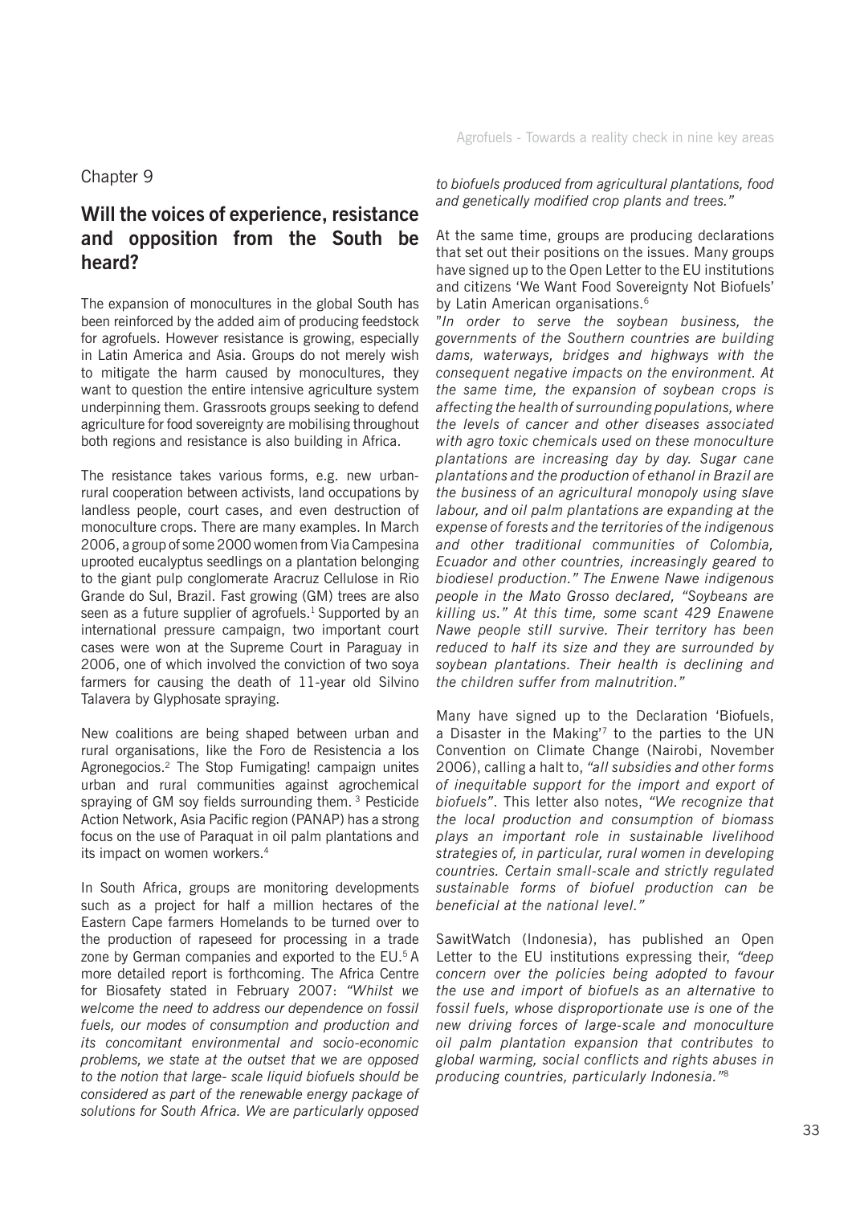Chapter 9

## Will the voices of experience, resistance and opposition from the South be heard?

The expansion of monocultures in the global South has been reinforced by the added aim of producing feedstock for agrofuels. However resistance is growing, especially in Latin America and Asia. Groups do not merely wish to mitigate the harm caused by monocultures, they want to question the entire intensive agriculture system underpinning them. Grassroots groups seeking to defend agriculture for food sovereignty are mobilising throughout both regions and resistance is also building in Africa.

The resistance takes various forms, e.g. new urban-rural cooperation between activists, land occupations by landless people, court cases, and even destruction of monoculture crops. There are many examples. In March 2006, a group of some 2000 women from Via Campesina uprooted eucalyptus seedlings on a plantation belonging to the giant pulp conglomerate Aracruz Cellulose in Rio Grande do Sul, Brazil. Fast growing (GM) trees are also seen as a future supplier of agrofuels.[1] Supported by an international pressure campaign, two important court cases were won at the Supreme Court in Paraguay in 2006, one of which involved the conviction of two soya farmers for causing the death of 11-year old Silvino Talavera by Glyphosate spraying.

New coalitions are being shaped between urban and rural organisations, like the Foro de Resistencia a los Agronegocios.[2] The Stop Fumigating! campaign unites urban and rural communities against agrochemical spraying of GM soy fields surrounding them.[3] Pesticide Action Network, Asia Pacific region (PANAP) has a strong focus on the use of Paraquat in oil palm plantations and its impact on women workers.[4]

In South Africa, groups are monitoring developments such as a project for half a million hectares of the Eastern Cape farmers Homelands to be turned over to the production of rapeseed for processing in a trade zone by German companies and exported to the EU.[5] A more detailed report is forthcoming. The Africa Centre for Biosafety stated in February 2007: *"Whilst we welcome the need to address our dependence on fossil fuels, our modes of consumption and production and its concomitant environmental and socio-economic problems, we state at the outset that we are opposed to the notion that large- scale liquid biofuels should be considered as part of the renewable energy package of solutions for South Africa. We are particularly opposed to biofuels produced from agricultural plantations, food and genetically modified crop plants and trees."*

At the same time, groups are producing declarations that set out their positions on the issues. Many groups have signed up to the Open Letter to the EU institutions and citizens 'We Want Food Sovereignty Not Biofuels' by Latin American organisations.[6]

"*In order to serve the soybean business, the governments of the Southern countries are building dams, waterways, bridges and highways with the consequent negative impacts on the environment. At the same time, the expansion of soybean crops is affecting the health of surrounding populations, where the levels of cancer and other diseases associated with agro toxic chemicals used on these monoculture plantations are increasing day by day. Sugar cane plantations and the production of ethanol in Brazil are the business of an agricultural monopoly using slave labour, and oil palm plantations are expanding at the expense of forests and the territories of the indigenous and other traditional communities of Colombia, Ecuador and other countries, increasingly geared to biodiesel production." The Enwene Nawe indigenous people in the Mato Grosso declared, "Soybeans are killing us." At this time, some scant 429 Enawene Nawe people still survive. Their territory has been reduced to half its size and they are surrounded by soybean plantations. Their health is declining and the children suffer from malnutrition."*

Many have signed up to the Declaration 'Biofuels, a Disaster in the Making'[7] to the parties to the UN Convention on Climate Change (Nairobi, November 2006), calling a halt to, *"all subsidies and other forms of inequitable support for the import and export of biofuels"*. This letter also notes, *"We recognize that the local production and consumption of biomass plays an important role in sustainable livelihood strategies of, in particular, rural women in developing countries. Certain small-scale and strictly regulated sustainable forms of biofuel production can be beneficial at the national level."*

SawitWatch (Indonesia), has published an Open Letter to the EU institutions expressing their, *"deep concern over the policies being adopted to favour the use and import of biofuels as an alternative to fossil fuels, whose disproportionate use is one of the new driving forces of large-scale and monoculture oil palm plantation expansion that contributes to global warming, social conflicts and rights abuses in producing countries, particularly Indonesia."*[8]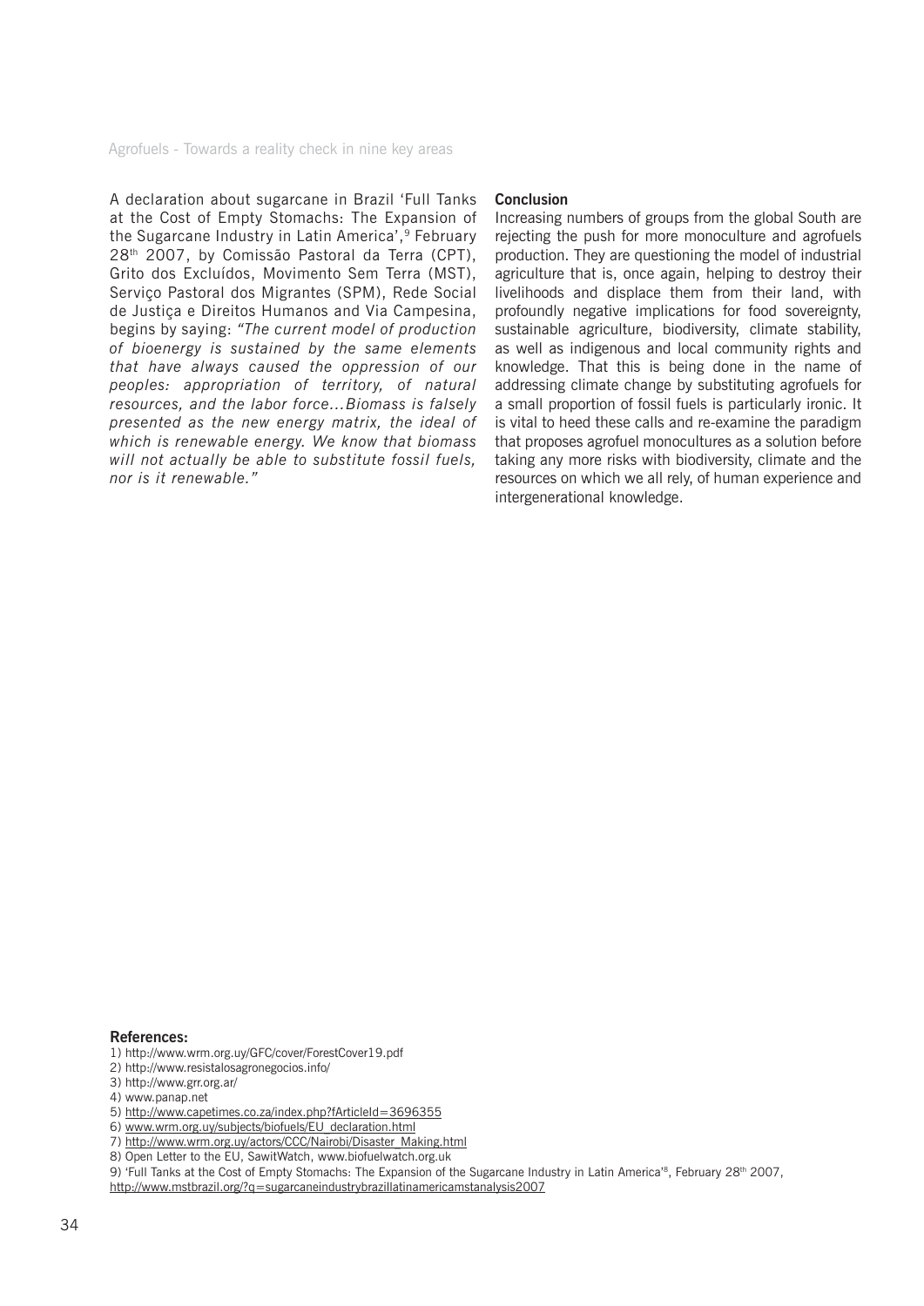A declaration about sugarcane in Brazil 'Full Tanks at the Cost of Empty Stomachs: The Expansion of the Sugarcane Industry in Latin America',[9] February 28th 2007, by Comissão Pastoral da Terra (CPT), Grito dos Excluídos, Movimento Sem Terra (MST), Serviço Pastoral dos Migrantes (SPM), Rede Social de Justiça e Direitos Humanos and Via Campesina, begins by saying: *"The current model of production of bioenergy is sustained by the same elements that have always caused the oppression of our peoples: appropriation of territory, of natural resources, and the labor force…Biomass is falsely presented as the new energy matrix, the ideal of which is renewable energy. We know that biomass will not actually be able to substitute fossil fuels, nor is it renewable."*

**Conclusion**

Increasing numbers of groups from the global South are rejecting the push for more monoculture and agrofuels production. They are questioning the model of industrial agriculture that is, once again, helping to destroy their livelihoods and displace them from their land, with profoundly negative implications for food sovereignty, sustainable agriculture, biodiversity, climate stability, as well as indigenous and local community rights and knowledge. That this is being done in the name of addressing climate change by substituting agrofuels for a small proportion of fossil fuels is particularly ironic. It is vital to heed these calls and re-examine the paradigm that proposes agrofuel monocultures as a solution before taking any more risks with biodiversity, climate and the resources on which we all rely, of human experience and intergenerational knowledge.

**References:**

1) http://www.wrm.org.uy/GFC/cover/ForestCover19.pdf
2) http://www.resistalosagronegocios.info/
3) http://www.grr.org.ar/
4) www.panap.net
5) http://www.capetimes.co.za/index.php?fArticleId=3696355
6) www.wrm.org.uy/subjects/biofuels/EU_declaration.html
7) http://www.wrm.org.uy/actors/CCC/Nairobi/Disaster_Making.html
8) Open Letter to the EU, SawitWatch, www.biofuelwatch.org.uk
9) 'Full Tanks at the Cost of Empty Stomachs: The Expansion of the Sugarcane Industry in Latin America'[8], February 28th 2007, http://www.mstbrazil.org/?q=sugarcaneindustrybrazillatinamericamstanalysis2007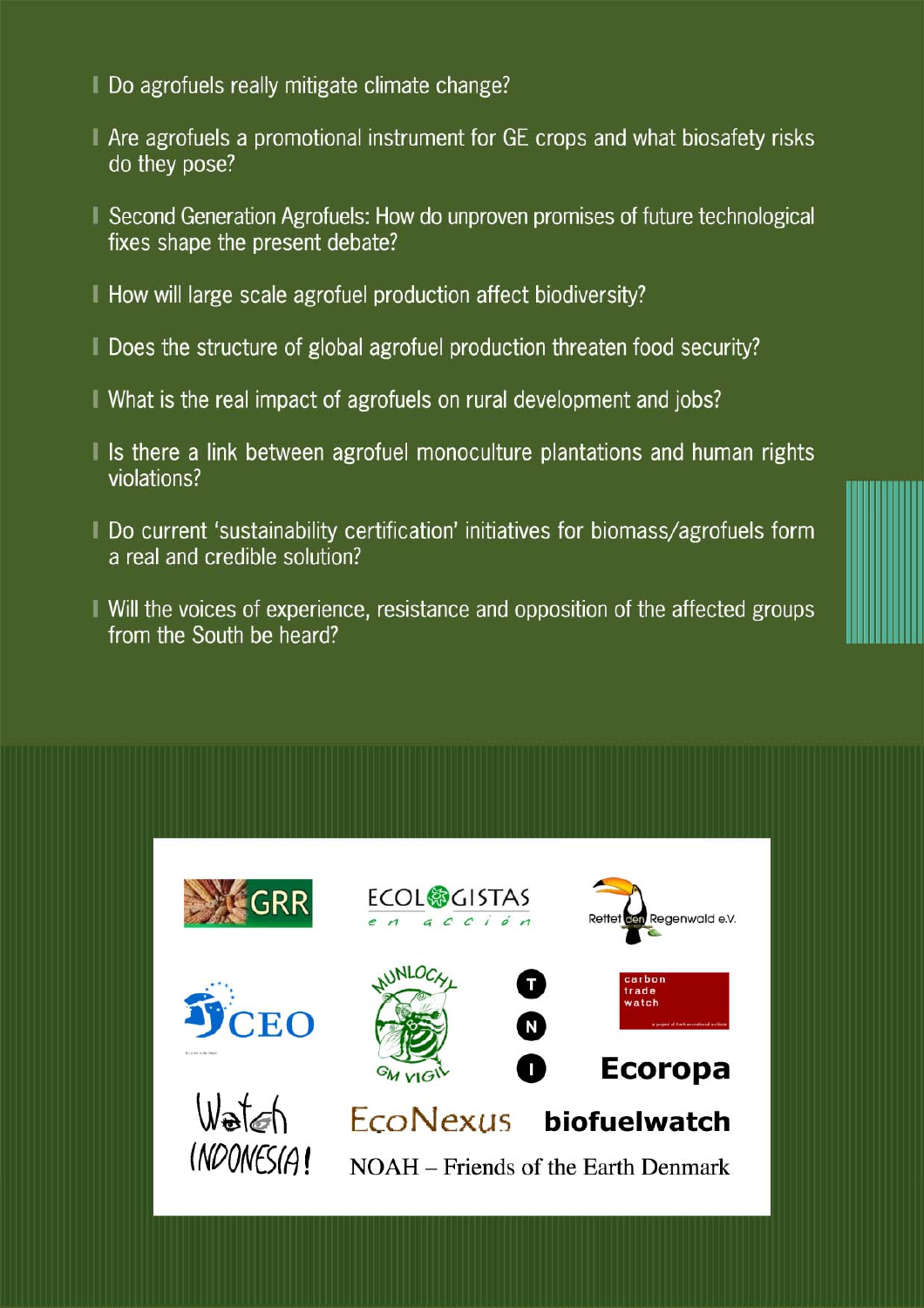- Do agrofuels really mitigate climate change?
- Are agrofuels a promotional instrument for GE crops and what biosafety risks do they pose?
- Second Generation Agrofuels: How do unproven promises of future technological fixes shape the present debate?
- How will large scale agrofuel production affect biodiversity?
- Does the structure of global agrofuel production threaten food security?
- What is the real impact of agrofuels on rural development and jobs?
- Is there a link between agrofuel monoculture plantations and human rights violations?
- Do current 'sustainability certification' initiatives for biomass/agrofuels form a real and credible solution?
- Will the voices of experience, resistance and opposition of the affected groups from the South be heard?

GRR

ECOLOGISTAS en acción

Rettet den Regenwald e.V.

CEO

MUNLOCHY GM VIGIL

TNI

carbon trade watch

Ecoropa

Watch INDONESIA!

EcoNexus

biofuelwatch

NOAH – Friends of the Earth Denmark